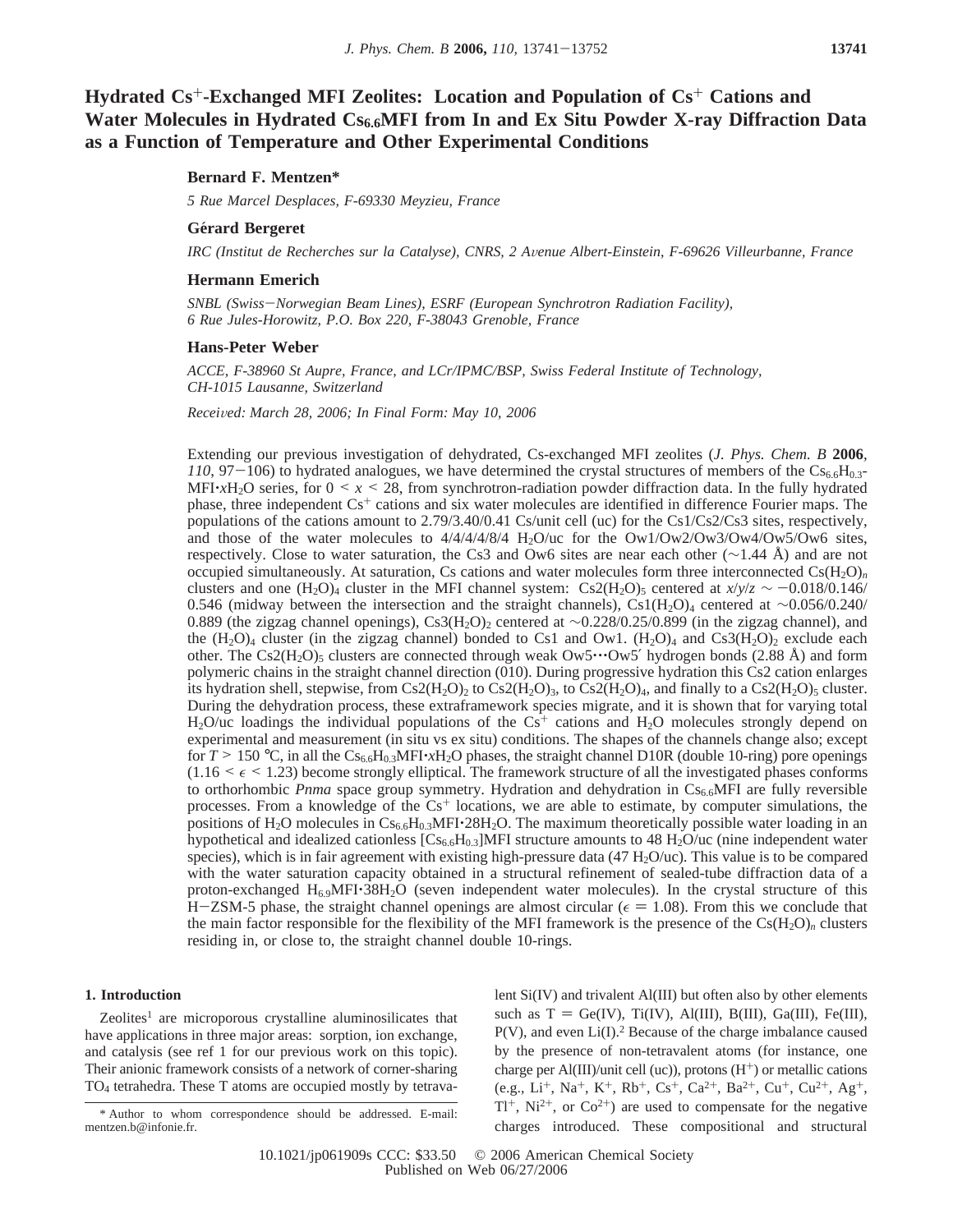# Hydrated $Cs^+$-Exchanged MFI Zeolites: Location and Population of $Cs^+$ Cations and Water Molecules in Hydrated $Cs_{6.6}$MFI from In and Ex Situ Powder X-ray Diffraction Data as a Function of Temperature and Other Experimental Conditions

**Bernard F. Mentzen***

*5 Rue Marcel Desplaces, F-69330 Meyzieu, France*

**Gérard Bergeret**

*IRC (Institut de Recherches sur la Catalyse), CNRS, 2 Avenue Albert-Einstein, F-69626 Villeurbanne, France*

**Hermann Emerich**

*SNBL (Swiss–Norwegian Beam Lines), ESRF (European Synchrotron Radiation Facility), 6 Rue Jules-Horowitz, P.O. Box 220, F-38043 Grenoble, France*

**Hans-Peter Weber**

*ACCE, F-38960 St Aupre, France, and LCr/IPMC/BSP, Swiss Federal Institute of Technology, CH-1015 Lausanne, Switzerland*

*Received: March 28, 2006; In Final Form: May 10, 2006*

Extending our previous investigation of dehydrated, Cs-exchanged MFI zeolites (*J. Phys. Chem. B* **2006**, *110*, 97–106) to hydrated analogues, we have determined the crystal structures of members of the $Cs_{6.6}H_{0.3}$-MFI·$x$$H_2O$ series, for $0 < x < 28$, from synchrotron-radiation powder diffraction data. In the fully hydrated phase, three independent $Cs^+$ cations and six water molecules are identified in difference Fourier maps. The populations of the cations amount to 2.79/3.40/0.41 Cs/unit cell (uc) for the Cs1/Cs2/Cs3 sites, respectively, and those of the water molecules to 4/4/4/4/8/4 $H_2O$/uc for the Ow1/Ow2/Ow3/Ow4/Ow5/Ow6 sites, respectively. Close to water saturation, the Cs3 and Ow6 sites are near each other (~1.44 Å) and are not occupied simultaneously. At saturation, Cs cations and water molecules form three interconnected $Cs(H_2O)_n$ clusters and one $(H_2O)_4$ cluster in the MFI channel system: $Cs2(H_2O)_5$ centered at $x/y/z$ ~ −0.018/0.146/0.546 (midway between the intersection and the straight channels), $Cs1(H_2O)_4$ centered at ~0.056/0.240/0.889 (the zigzag channel openings), $Cs3(H_2O)_2$ centered at ~0.228/0.25/0.899 (in the zigzag channel), and the $(H_2O)_4$ cluster (in the zigzag channel) bonded to Cs1 and Ow1. $(H_2O)_4$ and $Cs3(H_2O)_2$ exclude each other. The $Cs2(H_2O)_5$ clusters are connected through weak Ow5···Ow5′ hydrogen bonds (2.88 Å) and form polymeric chains in the straight channel direction (010). During progressive hydration this Cs2 cation enlarges its hydration shell, stepwise, from $Cs2(H_2O)_2$ to $Cs2(H_2O)_3$, to $Cs2(H_2O)_4$, and finally to a $Cs2(H_2O)_5$ cluster. During the dehydration process, these extraframework species migrate, and it is shown that for varying total $H_2O$/uc loadings the individual populations of the $Cs^+$ cations and $H_2O$ molecules strongly depend on experimental and measurement (in situ vs ex situ) conditions. The shapes of the channels change also; except for $T > 150$ °C, in all the $Cs_{6.6}H_{0.3}$MFI·$x$$H_2O$ phases, the straight channel D10R (double 10-ring) pore openings ($1.16 < \epsilon < 1.23$) become strongly elliptical. The framework structure of all the investigated phases conforms to orthorhombic *Pnma* space group symmetry. Hydration and dehydration in $Cs_{6.6}$MFI are fully reversible processes. From a knowledge of the $Cs^+$ locations, we are able to estimate, by computer simulations, the positions of $H_2O$ molecules in $Cs_{6.6}H_{0.3}$MFI·28$H_2O$. The maximum theoretically possible water loading in an hypothetical and idealized cationless [$Cs_{6.6}H_{0.3}$]MFI structure amounts to 48 $H_2O$/uc (nine independent water species), which is in fair agreement with existing high-pressure data (47 $H_2O$/uc). This value is to be compared with the water saturation capacity obtained in a structural refinement of sealed-tube diffraction data of a proton-exchanged $H_{6.9}$MFI·38$H_2O$ (seven independent water molecules). In the crystal structure of this H–ZSM-5 phase, the straight channel openings are almost circular ($\epsilon = 1.08$). From this we conclude that the main factor responsible for the flexibility of the MFI framework is the presence of the $Cs(H_2O)_n$ clusters residing in, or close to, the straight channel double 10-rings.

## 1. Introduction

Zeolites[1] are microporous crystalline aluminosilicates that have applications in three major areas: sorption, ion exchange, and catalysis (see ref 1 for our previous work on this topic). Their anionic framework consists of a network of corner-sharing $TO_4$ tetrahedra. These T atoms are occupied mostly by tetravalent Si(IV) and trivalent Al(III) but often also by other elements such as T = Ge(IV), Ti(IV), Al(III), B(III), Ga(III), Fe(III), P(V), and even Li(I).[2] Because of the charge imbalance caused by the presence of non-tetravalent atoms (for instance, one charge per Al(III)/unit cell (uc)), protons ($H^+$) or metallic cations (e.g., $Li^+$, $Na^+$, $K^+$, $Rb^+$, $Cs^+$, $Ca^{2+}$, $Ba^{2+}$, $Cu^+$, $Cu^{2+}$, $Ag^+$, $Tl^+$, $Ni^{2+}$, or $Co^{2+}$) are used to compensate for the negative charges introduced. These compositional and structural

\* Author to whom correspondence should be addressed. E-mail: mentzen.b@infonie.fr.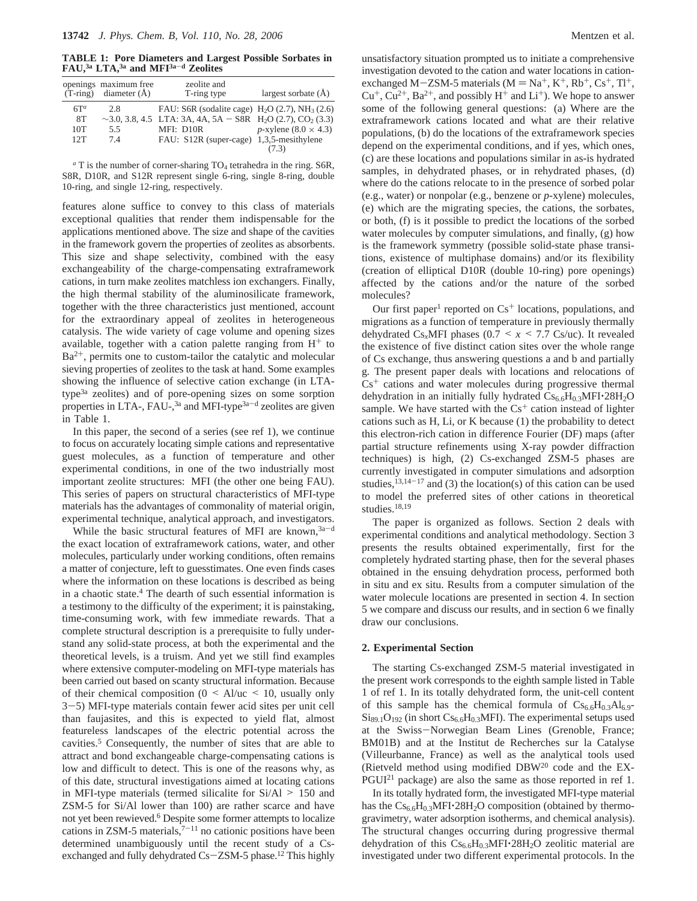**TABLE 1: Pore Diameters and Largest Possible Sorbates in FAU,[3a] LTA,[3a] and MFI[3a−d] Zeolites**

| openings (T-ring) | maximum free diameter (Å) | zeolite and T-ring type | largest sorbate (Å) |
|---|---|---|---|
| 6T[a] | 2.8 | FAU: S6R (sodalite cage) | $H_2O$ (2.7), $NH_3$ (2.6) |
| 8T | ~3.0, 3.8, 4.5 | LTA: 3A, 4A, 5A − S8R | $H_2O$ (2.7), $CO_2$ (3.3) |
| 10T | 5.5 | MFI: D10R | *p*-xylene (8.0 × 4.3) |
| 12T | 7.4 | FAU: S12R (super-cage) | 1,3,5-mesithylene (7.3) |

[a] T is the number of corner-sharing $TO_4$ tetrahedra in the ring. S6R, S8R, D10R, and S12R represent single 6-ring, single 8-ring, double 10-ring, and single 12-ring, respectively.

features alone suffice to convey to this class of materials exceptional qualities that render them indispensable for the applications mentioned above. The size and shape of the cavities in the framework govern the properties of zeolites as absorbents. This size and shape selectivity, combined with the easy exchangeability of the charge-compensating extraframework cations, in turn make zeolites matchless ion exchangers. Finally, the high thermal stability of the aluminosilicate framework, together with the three characteristics just mentioned, account for the extraordinary appeal of zeolites in heterogeneous catalysis. The wide variety of cage volume and opening sizes available, together with a cation palette ranging from $H^+$ to $Ba^{2+}$, permits one to custom-tailor the catalytic and molecular sieving properties of zeolites to the task at hand. Some examples showing the influence of selective cation exchange (in LTA-type[3a] zeolites) and of pore-opening sizes on some sorption properties in LTA-, FAU-,[3a] and MFI-type[3a−d] zeolites are given in Table 1.

In this paper, the second of a series (see ref 1), we continue to focus on accurately locating simple cations and representative guest molecules, as a function of temperature and other experimental conditions, in one of the two industrially most important zeolite structures: MFI (the other one being FAU). This series of papers on structural characteristics of MFI-type materials has the advantages of commonality of material origin, experimental technique, analytical approach, and investigators.

While the basic structural features of MFI are known,[3a−d] the exact location of extraframework cations, water, and other molecules, particularly under working conditions, often remains a matter of conjecture, left to guesstimates. One even finds cases where the information on these locations is described as being in a chaotic state.[4] The dearth of such essential information is a testimony to the difficulty of the experiment; it is painstaking, time-consuming work, with few immediate rewards. That a complete structural description is a prerequisite to fully understand any solid-state process, at both the experimental and the theoretical levels, is a truism. And yet we still find examples where extensive computer-modeling on MFI-type materials has been carried out based on scanty structural information. Because of their chemical composition ($0 < Al/uc < 10$, usually only 3−5) MFI-type materials contain fewer acid sites per unit cell than faujasites, and this is expected to yield flat, almost featureless landscapes of the electric potential across the cavities.[5] Consequently, the number of sites that are able to attract and bond exchangeable charge-compensating cations is low and difficult to detect. This is one of the reasons why, as of this date, structural investigations aimed at locating cations in MFI-type materials (termed silicalite for Si/Al > 150 and ZSM-5 for Si/Al lower than 100) are rather scarce and have not yet been rewieved.[6] Despite some former attempts to localize cations in ZSM-5 materials,[7−11] no cationic positions have been determined unambiguously until the recent study of a Cs-exchanged and fully dehydrated Cs−ZSM-5 phase.[12] This highly unsatisfactory situation prompted us to initiate a comprehensive investigation devoted to the cation and water locations in cation-exchanged M−ZSM-5 materials (M = $Na^+$, $K^+$, $Rb^+$, $Cs^+$, $Tl^+$, $Cu^+$, $Cu^{2+}$, $Ba^{2+}$, and possibly $H^+$ and $Li^+$). We hope to answer some of the following general questions: (a) Where are the extraframework cations located and what are their relative populations, (b) do the locations of the extraframework species depend on the experimental conditions, and if yes, which ones, (c) are these locations and populations similar in as-is hydrated samples, in dehydrated phases, or in rehydrated phases, (d) where do the cations relocate to in the presence of sorbed polar (e.g., water) or nonpolar (e.g., benzene or *p*-xylene) molecules, (e) which are the migrating species, the cations, the sorbates, or both, (f) is it possible to predict the locations of the sorbed water molecules by computer simulations, and finally, (g) how is the framework symmetry (possible solid-state phase transitions, existence of multiphase domains) and/or its flexibility (creation of elliptical D10R (double 10-ring) pore openings) affected by the cations and/or the nature of the sorbed molecules?

Our first paper[1] reported on $Cs^+$ locations, populations, and migrations as a function of temperature in previously thermally dehydrated $Cs_x$MFI phases ($0.7 < x < 7.7$ Cs/uc). It revealed the existence of five distinct cation sites over the whole range of Cs exchange, thus answering questions a and b and partially g. The present paper deals with locations and relocations of $Cs^+$ cations and water molecules during progressive thermal dehydration in an initially fully hydrated $Cs_{6.6}H_{0.3}MFI{\cdot}28H_2O$ sample. We have started with the $Cs^+$ cation instead of lighter cations such as H, Li, or K because (1) the probability to detect this electron-rich cation in difference Fourier (DF) maps (after partial structure refinements using X-ray powder diffraction techniques) is high, (2) Cs-exchanged ZSM-5 phases are currently investigated in computer simulations and adsorption studies,[13,14−17] and (3) the location(s) of this cation can be used to model the preferred sites of other cations in theoretical studies.[18,19]

The paper is organized as follows. Section 2 deals with experimental conditions and analytical methodology. Section 3 presents the results obtained experimentally, first for the completely hydrated starting phase, then for the several phases obtained in the ensuing dehydration process, performed both in situ and ex situ. Results from a computer simulation of the water molecule locations are presented in section 4. In section 5 we compare and discuss our results, and in section 6 we finally draw our conclusions.

## 2. Experimental Section

The starting Cs-exchanged ZSM-5 material investigated in the present work corresponds to the eighth sample listed in Table 1 of ref 1. In its totally dehydrated form, the unit-cell content of this sample has the chemical formula of $Cs_{6.6}H_{0.3}Al_{6.9}Si_{89.1}O_{192}$ (in short $Cs_{6.6}H_{0.3}$MFI). The experimental setups used at the Swiss−Norwegian Beam Lines (Grenoble, France; BM01B) and at the Institut de Recherches sur la Catalyse (Villeurbanne, France) as well as the analytical tools used (Rietveld method using modified DBW[20] code and the EXPGUI[21] package) are also the same as those reported in ref 1.

In its totally hydrated form, the investigated MFI-type material has the $Cs_{6.6}H_{0.3}MFI{\cdot}28H_2O$ composition (obtained by thermogravimetry, water adsorption isotherms, and chemical analysis). The structural changes occurring during progressive thermal dehydration of this $Cs_{6.6}H_{0.3}MFI{\cdot}28H_2O$ zeolitic material are investigated under two different experimental protocols. In the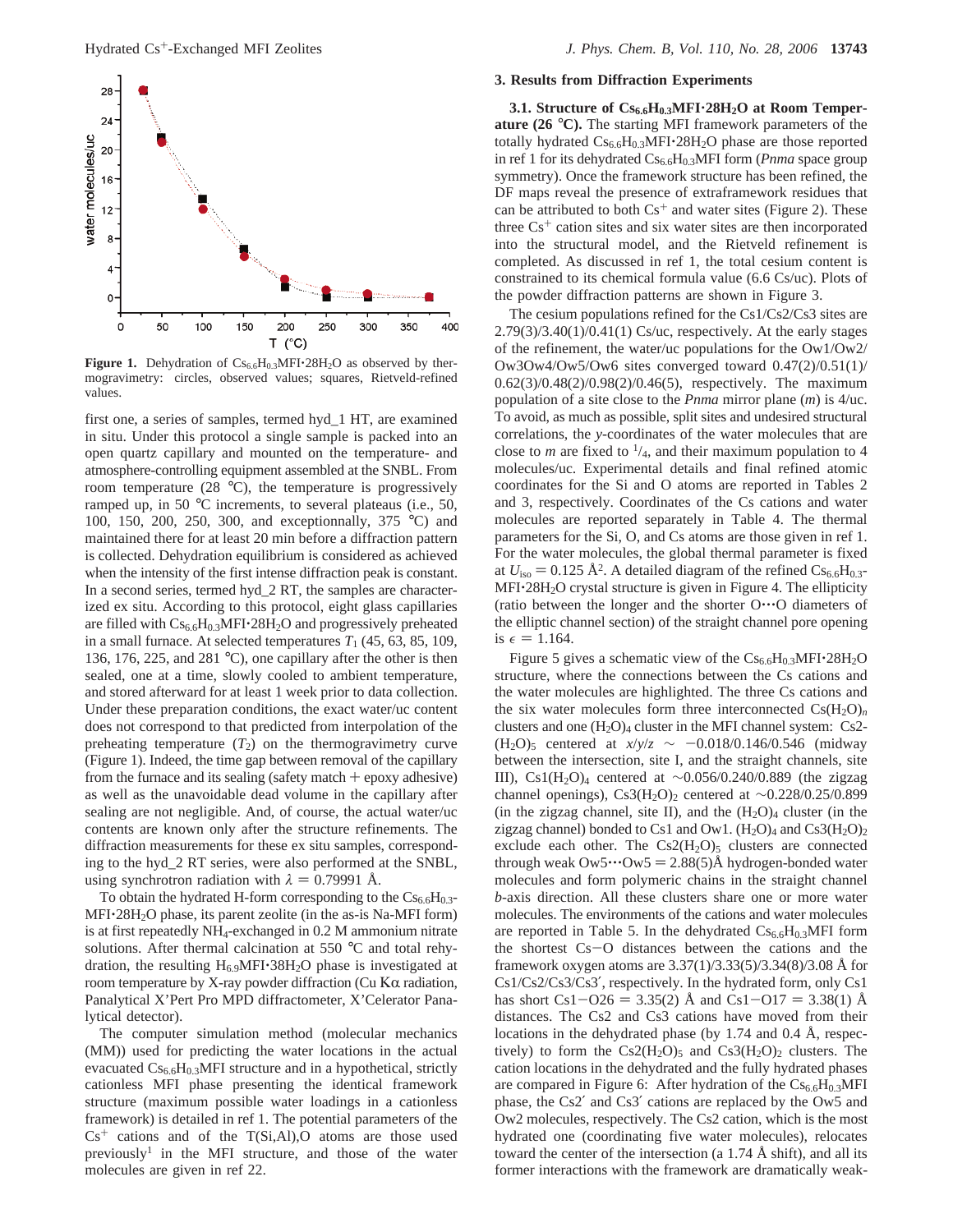**Figure 1.** Dehydration of $Cs_{6.6}H_{0.3}MFI{\cdot}28H_2O$ as observed by thermogravimetry: circles, observed values; squares, Rietveld-refined values.

first one, a series of samples, termed hyd_1 HT, are examined in situ. Under this protocol a single sample is packed into an open quartz capillary and mounted on the temperature- and atmosphere-controlling equipment assembled at the SNBL. From room temperature (28 °C), the temperature is progressively ramped up, in 50 °C increments, to several plateaus (i.e., 50, 100, 150, 200, 250, 300, and exceptionnally, 375 °C) and maintained there for at least 20 min before a diffraction pattern is collected. Dehydration equilibrium is considered as achieved when the intensity of the first intense diffraction peak is constant. In a second series, termed hyd_2 RT, the samples are characterized ex situ. According to this protocol, eight glass capillaries are filled with $Cs_{6.6}H_{0.3}MFI{\cdot}28H_2O$ and progressively preheated in a small furnace. At selected temperatures $T_1$ (45, 63, 85, 109, 136, 176, 225, and 281 °C), one capillary after the other is then sealed, one at a time, slowly cooled to ambient temperature, and stored afterward for at least 1 week prior to data collection. Under these preparation conditions, the exact water/uc content does not correspond to that predicted from interpolation of the preheating temperature ($T_2$) on the thermogravimetry curve (Figure 1). Indeed, the time gap between removal of the capillary from the furnace and its sealing (safety match + epoxy adhesive) as well as the unavoidable dead volume in the capillary after sealing are not negligible. And, of course, the actual water/uc contents are known only after the structure refinements. The diffraction measurements for these ex situ samples, corresponding to the hyd_2 RT series, were also performed at the SNBL, using synchrotron radiation with $\lambda = 0.79991$ Å.

To obtain the hydrated H-form corresponding to the $Cs_{6.6}H_{0.3}MFI{\cdot}28H_2O$ phase, its parent zeolite (in the as-is Na-MFI form) is at first repeatedly $NH_4$-exchanged in 0.2 M ammonium nitrate solutions. After thermal calcination at 550 °C and total rehydration, the resulting $H_{6.9}MFI{\cdot}38H_2O$ phase is investigated at room temperature by X-ray powder diffraction (Cu Kα radiation, Panalytical X'Pert Pro MPD diffractometer, X'Celerator Panalytical detector).

The computer simulation method (molecular mechanics (MM)) used for predicting the water locations in the actual evacuated $Cs_{6.6}H_{0.3}MFI$ structure and in a hypothetical, strictly cationless MFI phase presenting the identical framework structure (maximum possible water loadings in a cationless framework) is detailed in ref 1. The potential parameters of the $Cs^+$ cations and of the T(Si,Al),O atoms are those used previously[1] in the MFI structure, and those of the water molecules are given in ref 22.

## 3. Results from Diffraction Experiments

**3.1. Structure of $Cs_{6.6}H_{0.3}MFI{\cdot}28H_2O$ at Room Temperature (26 °C).** The starting MFI framework parameters of the totally hydrated $Cs_{6.6}H_{0.3}MFI{\cdot}28H_2O$ phase are those reported in ref 1 for its dehydrated $Cs_{6.6}H_{0.3}MFI$ form (*Pnma* space group symmetry). Once the framework structure has been refined, the DF maps reveal the presence of extraframework residues that can be attributed to both $Cs^+$ and water sites (Figure 2). These three $Cs^+$ cation sites and six water sites are then incorporated into the structural model, and the Rietveld refinement is completed. As discussed in ref 1, the total cesium content is constrained to its chemical formula value (6.6 Cs/uc). Plots of the powder diffraction patterns are shown in Figure 3.

The cesium populations refined for the Cs1/Cs2/Cs3 sites are 2.79(3)/3.40(1)/0.41(1) Cs/uc, respectively. At the early stages of the refinement, the water/uc populations for the Ow1/Ow2/Ow3Ow4/Ow5/Ow6 sites converged toward 0.47(2)/0.51(1)/0.62(3)/0.48(2)/0.98(2)/0.46(5), respectively. The maximum population of a site close to the *Pnma* mirror plane (*m*) is 4/uc. To avoid, as much as possible, split sites and undesired structural correlations, the *y*-coordinates of the water molecules that are close to *m* are fixed to $^1/_4$, and their maximum population to 4 molecules/uc. Experimental details and final refined atomic coordinates for the Si and O atoms are reported in Tables 2 and 3, respectively. Coordinates of the Cs cations and water molecules are reported separately in Table 4. The thermal parameters for the Si, O, and Cs atoms are those given in ref 1. For the water molecules, the global thermal parameter is fixed at $U_{iso} = 0.125$ Å$^2$. A detailed diagram of the refined $Cs_{6.6}H_{0.3}MFI{\cdot}28H_2O$ crystal structure is given in Figure 4. The ellipticity (ratio between the longer and the shorter O···O diameters of the elliptic channel section) of the straight channel pore opening is $\epsilon = 1.164$.

Figure 5 gives a schematic view of the $Cs_{6.6}H_{0.3}MFI{\cdot}28H_2O$ structure, where the connections between the Cs cations and the water molecules are highlighted. The three Cs cations and the six water molecules form three interconnected $Cs(H_2O)_n$ clusters and one $(H_2O)_4$ cluster in the MFI channel system: $Cs2(H_2O)_5$ centered at $x/y/z \sim -0.018/0.146/0.546$ (midway between the intersection, site I, and the straight channels, site III), $Cs1(H_2O)_4$ centered at ~0.056/0.240/0.889 (the zigzag channel openings), $Cs3(H_2O)_2$ centered at ~0.228/0.25/0.899 (in the zigzag channel, site II), and the $(H_2O)_4$ cluster (in the zigzag channel) bonded to Cs1 and Ow1. $(H_2O)_4$ and $Cs3(H_2O)_2$ exclude each other. The $Cs2(H_2O)_5$ clusters are connected through weak Ow5···Ow5 = 2.88(5)Å hydrogen-bonded water molecules and form polymeric chains in the straight channel *b*-axis direction. All these clusters share one or more water molecules. The environments of the cations and water molecules are reported in Table 5. In the dehydrated $Cs_{6.6}H_{0.3}MFI$ form the shortest Cs−O distances between the cations and the framework oxygen atoms are 3.37(1)/3.33(5)/3.34(8)/3.08 Å for Cs1/Cs2/Cs3/Cs3′, respectively. In the hydrated form, only Cs1 has short Cs1−O26 = 3.35(2) Å and Cs1−O17 = 3.38(1) Å distances. The Cs2 and Cs3 cations have moved from their locations in the dehydrated phase (by 1.74 and 0.4 Å, respectively) to form the $Cs2(H_2O)_5$ and $Cs3(H_2O)_2$ clusters. The cation locations in the dehydrated and the fully hydrated phases are compared in Figure 6: After hydration of the $Cs_{6.6}H_{0.3}MFI$ phase, the Cs2′ and Cs3′ cations are replaced by the Ow5 and Ow2 molecules, respectively. The Cs2 cation, which is the most hydrated one (coordinating five water molecules), relocates toward the center of the intersection (a 1.74 Å shift), and all its former interactions with the framework are dramatically weak-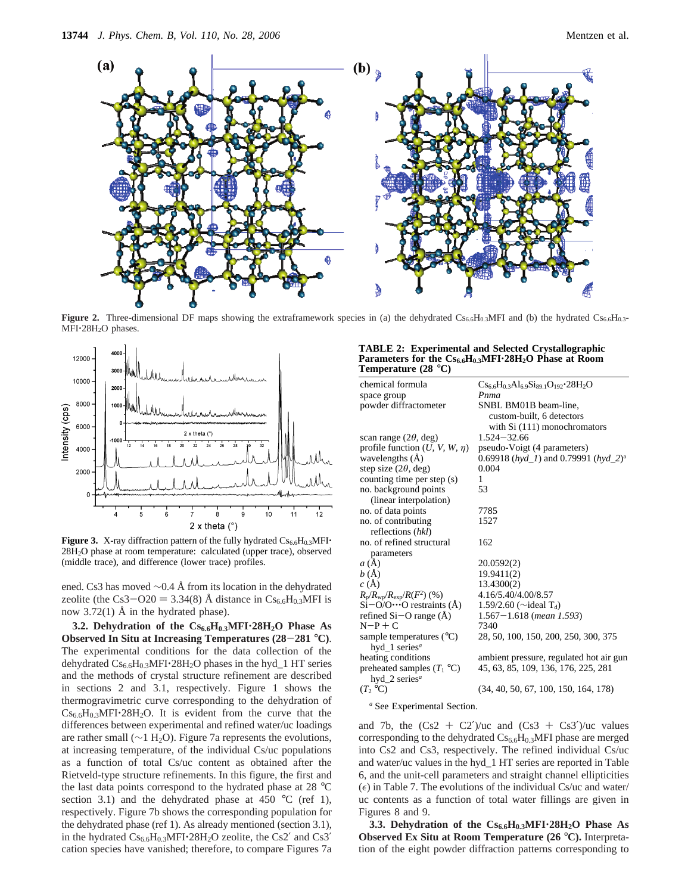**Figure 2.** Three-dimensional DF maps showing the extraframework species in (a) the dehydrated $Cs_{6.6}H_{0.3}MFI$ and (b) the hydrated $Cs_{6.6}H_{0.3}$-$MFI{\cdot}28H_2O$ phases.

**Figure 3.** X-ray diffraction pattern of the fully hydrated $Cs_{6.6}H_{0.3}MFI{\cdot}28H_2O$ phase at room temperature: calculated (upper trace), observed (middle trace), and difference (lower trace) profiles.

**TABLE 2: Experimental and Selected Crystallographic Parameters for the $Cs_{6.6}H_{0.3}MFI{\cdot}28H_2O$ Phase at Room Temperature (28 °C)**

| | |
|---|---|
| chemical formula | $Cs_{6.6}H_{0.3}Al_{6.9}Si_{89.1}O_{192}{\cdot}28H_2O$ |
| space group | *Pnma* |
| powder diffractometer | SNBL BM01B beam-line, custom-built, 6 detectors with Si (111) monochromators |
| scan range (2θ, deg) | 1.524−32.66 |
| profile function (U, V, W, η) | pseudo-Voigt (4 parameters) |
| wavelengths (Å) | 0.69918 (*hyd_1*) and 0.79991 (*hyd_2*)[a] |
| step size (2θ, deg) | 0.004 |
| counting time per step (s) | 1 |
| no. background points (linear interpolation) | 53 |
| no. of data points | 7785 |
| no. of contributing reflections (*hkl*) | 1527 |
| no. of refined structural parameters | 162 |
| a (Å) | 20.0592(2) |
| b (Å) | 19.9411(2) |
| c (Å) | 13.4300(2) |
| $R_p/R_{wp}/R_{exp}/R(F^2)$ (%) | 4.16/5.40/4.00/8.57 |
| Si−O/O···O restraints (Å) | 1.59/2.60 (∼ideal $T_d$) |
| refined Si−O range (Å) | 1.567−1.618 (*mean 1.593*) |
| N − P + C | 7340 |
| sample temperatures (°C) hyd_1 series[a] | 28, 50, 100, 150, 200, 250, 300, 375 |
| heating conditions | ambient pressure, regulated hot air gun |
| preheated samples ($T_1$ °C) hyd_2 series[a] | 45, 63, 85, 109, 136, 176, 225, 281 |
| ($T_2$ °C) | (34, 40, 50, 67, 100, 150, 164, 178) |

[a] See Experimental Section.

ened. Cs3 has moved ∼0.4 Å from its location in the dehydrated zeolite (the Cs3−O20 = 3.34(8) Å distance in $Cs_{6.6}H_{0.3}MFI$ is now 3.72(1) Å in the hydrated phase).

**3.2. Dehydration of the $Cs_{6.6}H_{0.3}MFI{\cdot}28H_2O$ Phase As Observed In Situ at Increasing Temperatures (28−281 °C).** The experimental conditions for the data collection of the dehydrated $Cs_{6.6}H_{0.3}MFI{\cdot}28H_2O$ phases in the hyd_1 HT series and the methods of crystal structure refinement are described in sections 2 and 3.1, respectively. Figure 1 shows the thermogravimetric curve corresponding to the dehydration of $Cs_{6.6}H_{0.3}MFI{\cdot}28H_2O$. It is evident from the curve that the differences between experimental and refined water/uc loadings are rather small (∼1 $H_2O$). Figure 7a represents the evolutions, at increasing temperature, of the individual Cs/uc populations as a function of total Cs/uc content as obtained after the Rietveld-type structure refinements. In this figure, the first and the last data points correspond to the hydrated phase at 28 °C section 3.1) and the dehydrated phase at 450 °C (ref 1), respectively. Figure 7b shows the corresponding population for the dehydrated phase (ref 1). As already mentioned (section 3.1), in the hydrated $Cs_{6.6}H_{0.3}MFI{\cdot}28H_2O$ zeolite, the Cs2′ and Cs3′ cation species have vanished; therefore, to compare Figures 7a and 7b, the (Cs2 + C2′)/uc and (Cs3 + Cs3′)/uc values corresponding to the dehydrated $Cs_{6.6}H_{0.3}MFI$ phase are merged into Cs2 and Cs3, respectively. The refined individual Cs/uc and water/uc values in the hyd_1 HT series are reported in Table 6, and the unit-cell parameters and straight channel ellipticities (ε) in Table 7. The evolutions of the individual Cs/uc and water/uc contents as a function of total water fillings are given in Figures 8 and 9.

**3.3. Dehydration of the $Cs_{6.6}H_{0.3}MFI{\cdot}28H_2O$ Phase As Observed Ex Situ at Room Temperature (26 °C).** Interpretation of the eight powder diffraction patterns corresponding to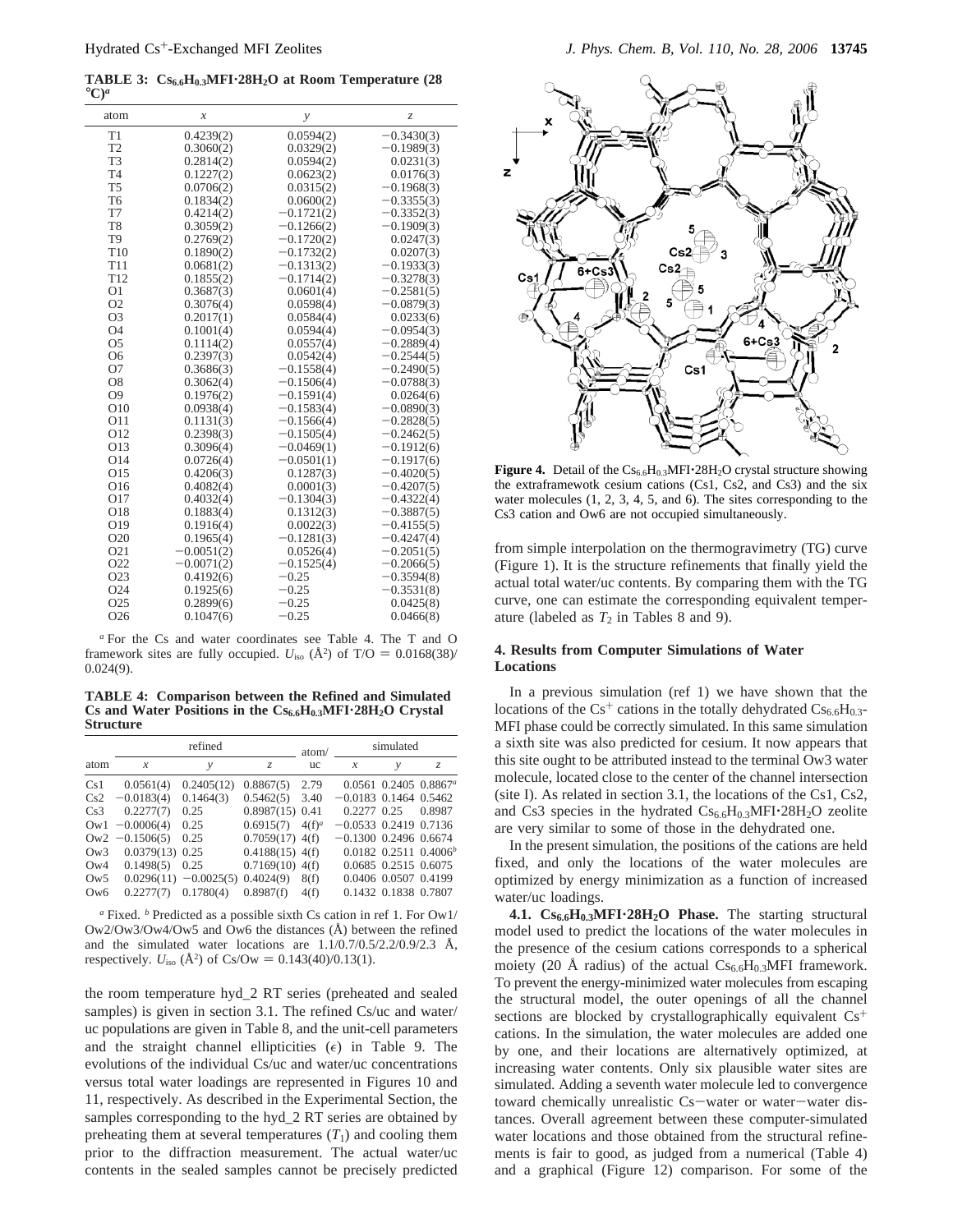**TABLE 3: $Cs_{6.6}H_{0.3}MFI{\cdot}28H_2O$ at Room Temperature (28 °C)[a]**

| atom | x | y | z |
|---|---|---|---|
| T1 | 0.4239(2) | 0.0594(2) | −0.3430(3) |
| T2 | 0.3060(2) | 0.0329(2) | −0.1989(3) |
| T3 | 0.2814(2) | 0.0594(2) | 0.0231(3) |
| T4 | 0.1227(2) | 0.0623(2) | 0.0176(3) |
| T5 | 0.0706(2) | 0.0315(2) | −0.1968(3) |
| T6 | 0.1834(2) | 0.0600(2) | −0.3355(3) |
| T7 | 0.4214(2) | −0.1721(2) | −0.3352(3) |
| T8 | 0.3059(2) | −0.1266(2) | −0.1909(3) |
| T9 | 0.2769(2) | −0.1720(2) | 0.0247(3) |
| T10 | 0.1890(2) | −0.1732(2) | 0.0207(3) |
| T11 | 0.0681(2) | −0.1313(2) | −0.1933(3) |
| T12 | 0.1855(2) | −0.1714(2) | −0.3278(3) |
| O1 | 0.3687(3) | 0.0601(4) | −0.2581(5) |
| O2 | 0.3076(4) | 0.0598(4) | −0.0879(3) |
| O3 | 0.2017(1) | 0.0584(4) | 0.0233(6) |
| O4 | 0.1001(4) | 0.0594(4) | −0.0954(3) |
| O5 | 0.1114(2) | 0.0557(4) | −0.2889(4) |
| O6 | 0.2397(3) | 0.0542(4) | −0.2544(5) |
| O7 | 0.3686(3) | −0.1558(4) | −0.2490(5) |
| O8 | 0.3062(4) | −0.1506(4) | −0.0788(3) |
| O9 | 0.1976(2) | −0.1591(4) | 0.0264(6) |
| O10 | 0.0938(4) | −0.1583(4) | −0.0890(3) |
| O11 | 0.1131(3) | −0.1566(4) | −0.2828(5) |
| O12 | 0.2398(3) | −0.1505(4) | −0.2462(5) |
| O13 | 0.3096(4) | −0.0469(1) | −0.1912(6) |
| O14 | 0.0726(4) | −0.0501(1) | −0.1917(6) |
| O15 | 0.4206(3) | 0.1287(3) | −0.4020(5) |
| O16 | 0.4082(4) | 0.0001(3) | −0.4207(5) |
| O17 | 0.4032(4) | −0.1304(3) | −0.4322(4) |
| O18 | 0.1883(4) | 0.1312(3) | −0.3887(5) |
| O19 | 0.1916(4) | 0.0022(3) | −0.4155(5) |
| O20 | 0.1965(4) | −0.1281(3) | −0.4247(4) |
| O21 | −0.0051(2) | 0.0526(4) | −0.2051(5) |
| O22 | −0.0071(2) | −0.1525(4) | −0.2066(5) |
| O23 | 0.4192(6) | −0.25 | −0.3594(8) |
| O24 | 0.1925(6) | −0.25 | −0.3531(8) |
| O25 | 0.2899(6) | −0.25 | 0.0425(8) |
| O26 | 0.1047(6) | −0.25 | 0.0466(8) |

[a] For the Cs and water coordinates see Table 4. The T and O framework sites are fully occupied. $U_{iso}$ (Å$^2$) of T/O = 0.0168(38)/0.024(9).

**TABLE 4: Comparison between the Refined and Simulated Cs and Water Positions in the $Cs_{6.6}H_{0.3}MFI{\cdot}28H_2O$ Crystal Structure**

| atom | refined x | refined y | refined z | atom/uc | simulated x | simulated y | simulated z |
|---|---|---|---|---|---|---|---|
| Cs1 | 0.0561(4) | 0.2405(12) | 0.8867(5) | 2.79 | 0.0561 | 0.2405 | 0.8867[a] |
| Cs2 | −0.0183(4) | 0.1464(3) | 0.5462(5) | 3.40 | −0.0183 | 0.1464 | 0.5462 |
| Cs3 | 0.2277(7) | 0.25 | 0.8987(15) | 0.41 | 0.2277 | 0.25 | 0.8987 |
| Ow1 | −0.0006(4) | 0.25 | 0.6915(7) | 4(f)[a] | −0.0533 | 0.2419 | 0.7136 |
| Ow2 | −0.1506(5) | 0.25 | 0.7059(17) | 4(f) | −0.1300 | 0.2496 | 0.6674 |
| Ow3 | 0.0379(13) | 0.25 | 0.4188(15) | 4(f) | 0.0182 | 0.2511 | 0.4006[b] |
| Ow4 | 0.1498(5) | 0.25 | 0.7169(10) | 4(f) | 0.0685 | 0.2515 | 0.6075 |
| Ow5 | 0.0296(11) | −0.0025(5) | 0.4024(9) | 8(f) | 0.0406 | 0.0507 | 0.4199 |
| Ow6 | 0.2277(7) | 0.1780(4) | 0.8987(f) | 4(f) | 0.1432 | 0.1838 | 0.7807 |

[a] Fixed. [b] Predicted as a possible sixth Cs cation in ref 1. For Ow1/Ow2/Ow3/Ow4/Ow5 and Ow6 the distances (Å) between the refined and the simulated water locations are 1.1/0.7/0.5/2.2/0.9/2.3 Å, respectively. $U_{iso}$ (Å$^2$) of Cs/Ow = 0.143(40)/0.13(1).

the room temperature hyd_2 RT series (preheated and sealed samples) is given in section 3.1. The refined Cs/uc and water/uc populations are given in Table 8, and the unit-cell parameters and the straight channel ellipticities ($\epsilon$) in Table 9. The evolutions of the individual Cs/uc and water/uc concentrations versus total water loadings are represented in Figures 10 and 11, respectively. As described in the Experimental Section, the samples corresponding to the hyd_2 RT series are obtained by preheating them at several temperatures ($T_1$) and cooling them prior to the diffraction measurement. The actual water/uc contents in the sealed samples cannot be precisely predicted from simple interpolation on the thermogravimetry (TG) curve (Figure 1). It is the structure refinements that finally yield the actual total water/uc contents. By comparing them with the TG curve, one can estimate the corresponding equivalent temperature (labeled as $T_2$ in Tables 8 and 9).

**Figure 4.** Detail of the $Cs_{6.6}H_{0.3}MFI{\cdot}28H_2O$ crystal structure showing the extraframewotk cesium cations (Cs1, Cs2, and Cs3) and the six water molecules (1, 2, 3, 4, 5, and 6). The sites corresponding to the Cs3 cation and Ow6 are not occupied simultaneously.

## 4. Results from Computer Simulations of Water Locations

In a previous simulation (ref 1) we have shown that the locations of the $Cs^+$ cations in the totally dehydrated $Cs_{6.6}H_{0.3}$-MFI phase could be correctly simulated. In this same simulation a sixth site was also predicted for cesium. It now appears that this site ought to be attributed instead to the terminal Ow3 water molecule, located close to the center of the channel intersection (site I). As related in section 3.1, the locations of the Cs1, Cs2, and Cs3 species in the hydrated $Cs_{6.6}H_{0.3}MFI{\cdot}28H_2O$ zeolite are very similar to some of those in the dehydrated one.

In the present simulation, the positions of the cations are held fixed, and only the locations of the water molecules are optimized by energy minimization as a function of increased water/uc loadings.

**4.1. $Cs_{6.6}H_{0.3}MFI{\cdot}28H_2O$ Phase.** The starting structural model used to predict the locations of the water molecules in the presence of the cesium cations corresponds to a spherical moiety (20 Å radius) of the actual $Cs_{6.6}H_{0.3}MFI$ framework. To prevent the energy-minimized water molecules from escaping the structural model, the outer openings of all the channel sections are blocked by crystallographically equivalent $Cs^+$ cations. In the simulation, the water molecules are added one by one, and their locations are alternatively optimized, at increasing water contents. Only six plausible water sites are simulated. Adding a seventh water molecule led to convergence toward chemically unrealistic Cs−water or water−water distances. Overall agreement between these computer-simulated water locations and those obtained from the structural refinements is fair to good, as judged from a numerical (Table 4) and a graphical (Figure 12) comparison. For some of the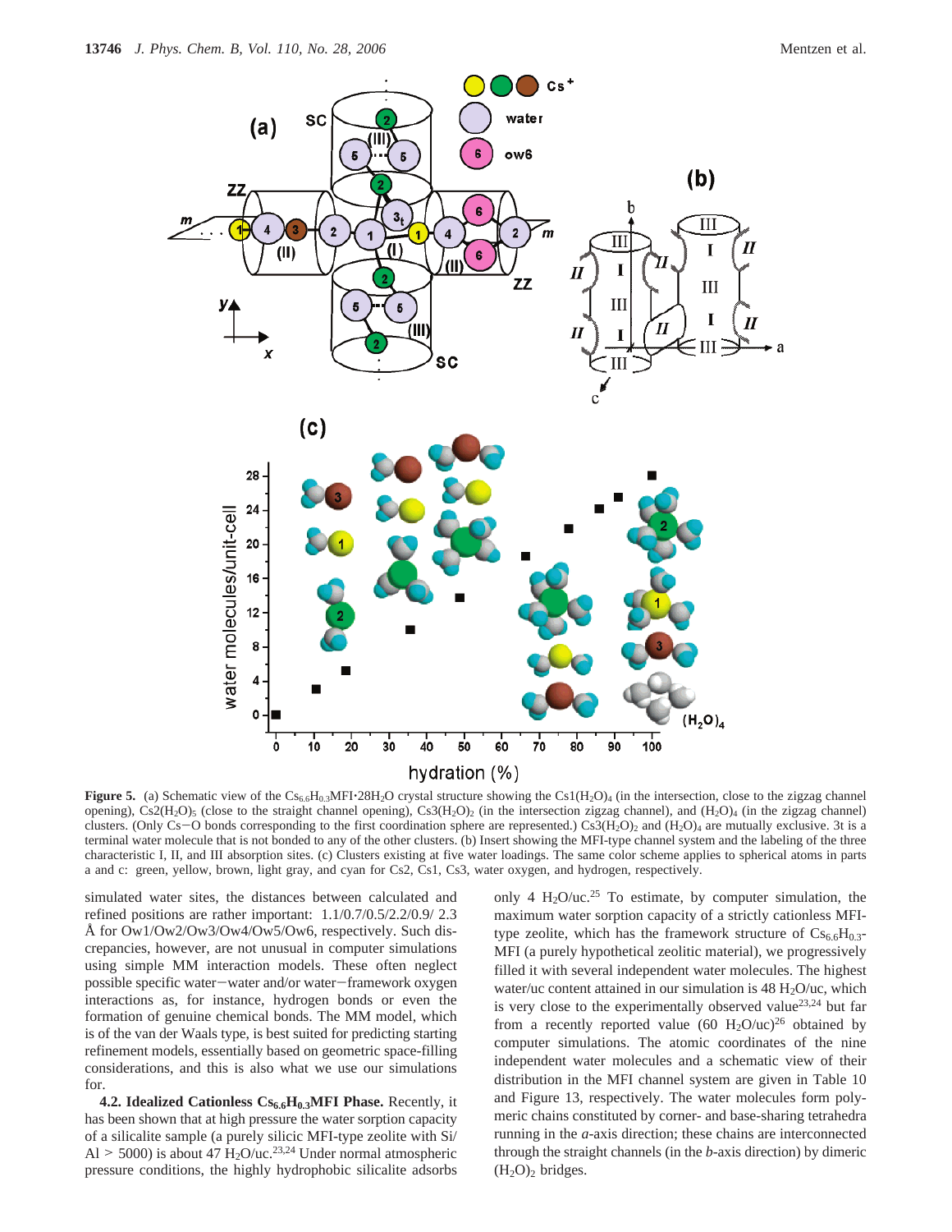**Figure 5.** (a) Schematic view of the $Cs_{6.6}H_{0.3}MFI{\cdot}28H_2O$ crystal structure showing the $Cs1(H_2O)_4$ (in the intersection, close to the zigzag channel opening), $Cs2(H_2O)_5$ (close to the straight channel opening), $Cs3(H_2O)_2$ (in the intersection zigzag channel), and $(H_2O)_4$ (in the zigzag channel) clusters. (Only Cs–O bonds corresponding to the first coordination sphere are represented.) $Cs3(H_2O)_2$ and $(H_2O)_4$ are mutually exclusive. 3t is a terminal water molecule that is not bonded to any of the other clusters. (b) Insert showing the MFI-type channel system and the labeling of the three characteristic I, II, and III absorption sites. (c) Clusters existing at five water loadings. The same color scheme applies to spherical atoms in parts a and c: green, yellow, brown, light gray, and cyan for Cs2, Cs1, Cs3, water oxygen, and hydrogen, respectively.

simulated water sites, the distances between calculated and refined positions are rather important: 1.1/0.7/0.5/2.2/0.9/ 2.3 Å for Ow1/Ow2/Ow3/Ow4/Ow5/Ow6, respectively. Such discrepancies, however, are not unusual in computer simulations using simple MM interaction models. These often neglect possible specific water–water and/or water–framework oxygen interactions as, for instance, hydrogen bonds or even the formation of genuine chemical bonds. The MM model, which is of the van der Waals type, is best suited for predicting starting refinement models, essentially based on geometric space-filling considerations, and this is also what we use our simulations for.

**4.2. Idealized Cationless $Cs_{6.6}H_{0.3}$MFI Phase.** Recently, it has been shown that at high pressure the water sorption capacity of a silicalite sample (a purely silicic MFI-type zeolite with Si/Al > 5000) is about 47 $H_2O$/uc.[23,24] Under normal atmospheric pressure conditions, the highly hydrophobic silicalite adsorbs only 4 $H_2O$/uc.[25] To estimate, by computer simulation, the maximum water sorption capacity of a strictly cationless MFI-type zeolite, which has the framework structure of $Cs_{6.6}H_{0.3}$-MFI (a purely hypothetical zeolitic material), we progressively filled it with several independent water molecules. The highest water/uc content attained in our simulation is 48 $H_2O$/uc, which is very close to the experimentally observed value[23,24] but far from a recently reported value (60 $H_2O$/uc)[26] obtained by computer simulations. The atomic coordinates of the nine independent water molecules and a schematic view of their distribution in the MFI channel system are given in Table 10 and Figure 13, respectively. The water molecules form polymeric chains constituted by corner- and base-sharing tetrahedra running in the *a*-axis direction; these chains are interconnected through the straight channels (in the *b*-axis direction) by dimeric $(H_2O)_2$ bridges.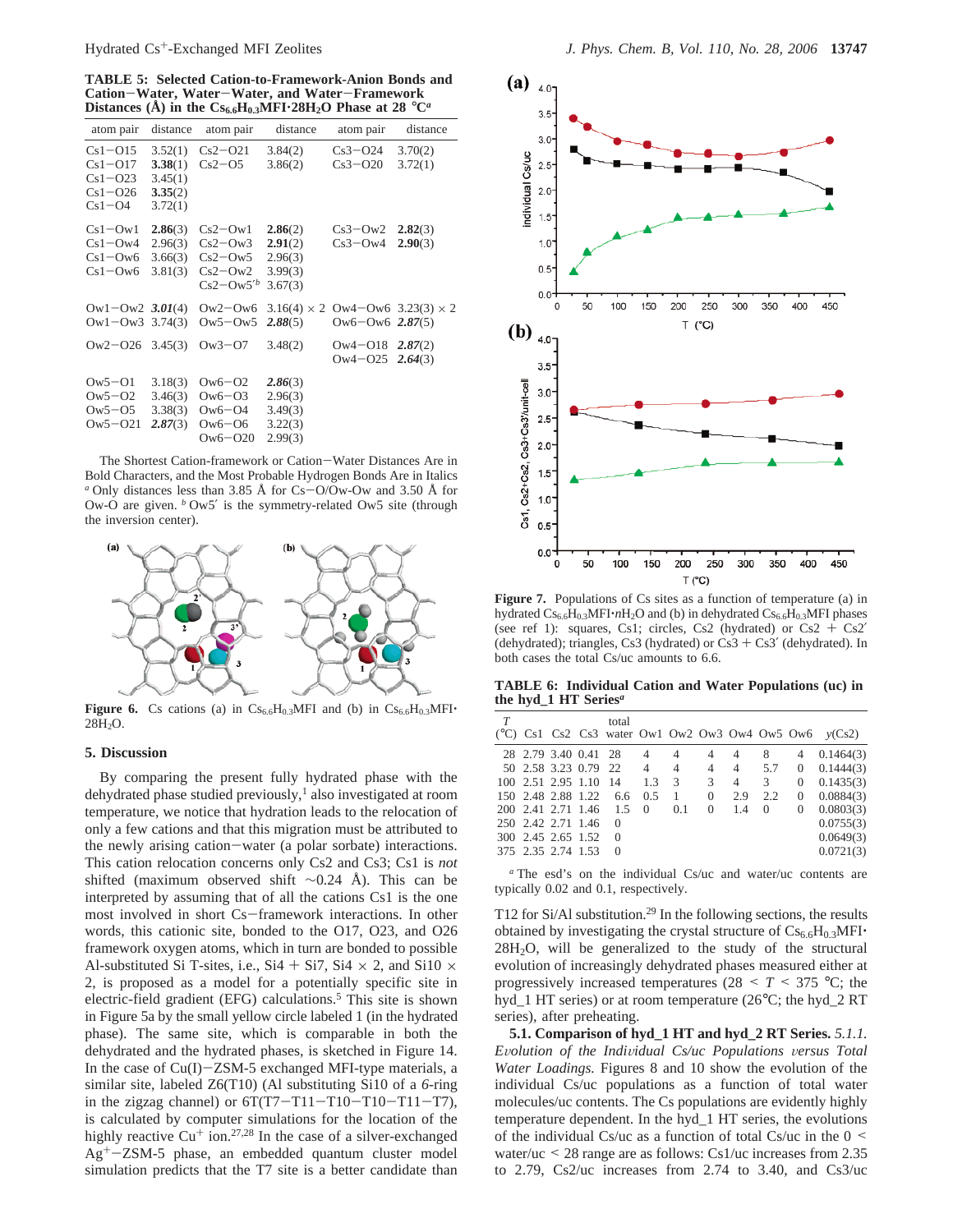**TABLE 5: Selected Cation-to-Framework-Anion Bonds and Cation−Water, Water−Water, and Water−Framework Distances (Å) in the $Cs_{6.6}H_{0.3}MFI{\cdot}28H_2O$ Phase at 28 °C**[a]

| atom pair | distance | atom pair | distance | atom pair | distance |
|---|---|---|---|---|---|
| Cs1−O15 | 3.52(1) | Cs2−O21 | 3.84(2) | Cs3−O24 | 3.70(2) |
| Cs1−O17 | **3.38**(1) | Cs2−O5 | 3.86(2) | Cs3−O20 | 3.72(1) |
| Cs1−O23 | 3.45(1) | | | | |
| Cs1−O26 | **3.35**(2) | | | | |
| Cs1−O4 | 3.72(1) | | | | |
| Cs1−Ow1 | **2.86**(3) | Cs2−Ow1 | **2.86**(2) | Cs3−Ow2 | **2.82**(3) |
| Cs1−Ow4 | 2.96(3) | Cs2−Ow3 | **2.91**(2) | Cs3−Ow4 | **2.90**(3) |
| Cs1−Ow6 | 3.66(3) | Cs2−Ow5 | 2.96(3) | | |
| Cs1−Ow6 | 3.81(3) | Cs2−Ow2 | 3.99(3) | | |
| | | Cs2−Ow5′[b] | 3.67(3) | | |
| Ow1−Ow2 | ***3.01***(4) | Ow2−Ow6 | 3.16(4) × 2 | Ow4−Ow6 | 3.23(3) × 2 |
| Ow1−Ow3 | 3.74(3) | Ow5−Ow5 | ***2.88***(5) | Ow6−Ow6 | ***2.87***(5) |
| Ow2−O26 | 3.45(3) | Ow3−O7 | 3.48(2) | Ow4−O18 | ***2.87***(2) |
| | | | | Ow4−O25 | ***2.64***(3) |
| Ow5−O1 | 3.18(3) | Ow6−O2 | ***2.86***(3) | | |
| Ow5−O2 | 3.46(3) | Ow6−O3 | 2.96(3) | | |
| Ow5−O5 | 3.38(3) | Ow6−O4 | 3.49(3) | | |
| Ow5−O21 | ***2.87***(3) | Ow6−O6 | 3.22(3) | | |
| | | Ow6−O20 | 2.99(3) | | |

The Shortest Cation-framework or Cation−Water Distances Are in Bold Characters, and the Most Probable Hydrogen Bonds Are in Italics
[a] Only distances less than 3.85 Å for Cs−O/Ow-Ow and 3.50 Å for Ow-O are given. [b] Ow5′ is the symmetry-related Ow5 site (through the inversion center).

**Figure 6.** Cs cations (a) in $Cs_{6.6}H_{0.3}MFI$ and (b) in $Cs_{6.6}H_{0.3}MFI{\cdot}28H_2O$.

## 5. Discussion

By comparing the present fully hydrated phase with the dehydrated phase studied previously,[1] also investigated at room temperature, we notice that hydration leads to the relocation of only a few cations and that this migration must be attributed to the newly arising cation−water (a polar sorbate) interactions. This cation relocation concerns only Cs2 and Cs3; Cs1 is *not* shifted (maximum observed shift ~0.24 Å). This can be interpreted by assuming that of all the cations Cs1 is the one most involved in short Cs−framework interactions. In other words, this cationic site, bonded to the O17, O23, and O26 framework oxygen atoms, which in turn are bonded to possible Al-substituted Si T-sites, i.e., Si4 + Si7, Si4 × 2, and Si10 × 2, is proposed as a model for a potentially specific site in electric-field gradient (EFG) calculations.[5] This site is shown in Figure 5a by the small yellow circle labeled 1 (in the hydrated phase). The same site, which is comparable in both the dehydrated and the hydrated phases, is sketched in Figure 14. In the case of Cu(I)−ZSM-5 exchanged MFI-type materials, a similar site, labeled Z6(T10) (Al substituting Si10 of a 6-ring in the zigzag channel) or 6T(T7−T11−T10−T10−T11−T7), is calculated by computer simulations for the location of the highly reactive $Cu^+$ ion.[27,28] In the case of a silver-exchanged $Ag^+$−ZSM-5 phase, an embedded quantum cluster model simulation predicts that the T7 site is a better candidate than T12 for Si/Al substitution.[29] In the following sections, the results obtained by investigating the crystal structure of $Cs_{6.6}H_{0.3}MFI{\cdot}28H_2O$, will be generalized to the study of the structural evolution of increasingly dehydrated phases measured either at progressively increased temperatures (28 < T < 375 °C; the hyd_1 HT series) or at room temperature (26°C; the hyd_2 RT series), after preheating.

**Figure 7.** Populations of Cs sites as a function of temperature (a) in hydrated $Cs_{6.6}H_{0.3}MFI{\cdot}nH_2O$ and (b) in dehydrated $Cs_{6.6}H_{0.3}MFI$ phases (see ref 1): squares, Cs1; circles, Cs2 (hydrated) or Cs2 + Cs2′ (dehydrated); triangles, Cs3 (hydrated) or Cs3 + Cs3′ (dehydrated). In both cases the total Cs/uc amounts to 6.6.

**TABLE 6: Individual Cation and Water Populations (uc) in the hyd_1 HT Series**[a]

| T (°C) | Cs1 | Cs2 | Cs3 | total water | Ow1 | Ow2 | Ow3 | Ow4 | Ow5 | Ow6 | y(Cs2) |
|---|---|---|---|---|---|---|---|---|---|---|---|
| 28 | 2.79 | 3.40 | 0.41 | 28 | 4 | 4 | 4 | 4 | 8 | 4 | 0.1464(3) |
| 50 | 2.58 | 3.23 | 0.79 | 22 | 4 | 4 | 4 | 4 | 5.7 | 0 | 0.1444(3) |
| 100 | 2.51 | 2.95 | 1.10 | 14 | 1.3 | 3 | 3 | 4 | 3 | 0 | 0.1435(3) |
| 150 | 2.48 | 2.88 | 1.22 | 6.6 | 0.5 | 1 | 0 | 2.9 | 2.2 | 0 | 0.0884(3) |
| 200 | 2.41 | 2.71 | 1.46 | 1.5 | 0 | 0.1 | 0 | 1.4 | 0 | 0 | 0.0803(3) |
| 250 | 2.42 | 2.71 | 1.46 | 0 | | | | | | | 0.0755(3) |
| 300 | 2.45 | 2.65 | 1.52 | 0 | | | | | | | 0.0649(3) |
| 375 | 2.35 | 2.74 | 1.53 | 0 | | | | | | | 0.0721(3) |

[a] The esd's on the individual Cs/uc and water/uc contents are typically 0.02 and 0.1, respectively.

**5.1. Comparison of hyd_1 HT and hyd_2 RT Series.** *5.1.1. Evolution of the Individual Cs/uc Populations versus Total Water Loadings.* Figures 8 and 10 show the evolution of the individual Cs/uc populations as a function of total water molecules/uc contents. The Cs populations are evidently highly temperature dependent. In the hyd_1 HT series, the evolutions of the individual Cs/uc as a function of total Cs/uc in the 0 < water/uc < 28 range are as follows: Cs1/uc increases from 2.35 to 2.79, Cs2/uc increases from 2.74 to 3.40, and Cs3/uc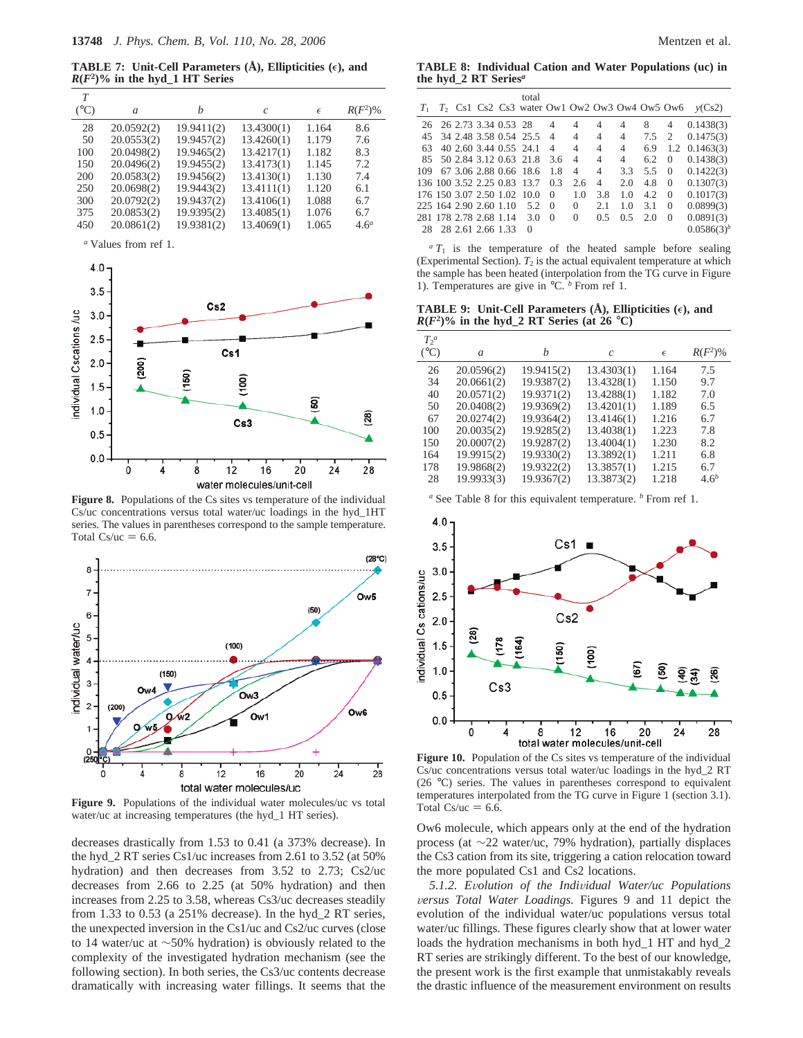**TABLE 7: Unit-Cell Parameters (Å), Ellipticities (ε), and $R(F^2)$% in the hyd_1 HT Series**

| T (°C) | a | b | c | ε | $R(F^2)$% |
|---|---|---|---|---|---|
| 28 | 20.0592(2) | 19.9411(2) | 13.4300(1) | 1.164 | 8.6 |
| 50 | 20.0553(2) | 19.9457(2) | 13.4260(1) | 1.179 | 7.6 |
| 100 | 20.0498(2) | 19.9465(2) | 13.4217(1) | 1.182 | 8.3 |
| 150 | 20.0496(2) | 19.9455(2) | 13.4173(1) | 1.145 | 7.2 |
| 200 | 20.0583(2) | 19.9456(2) | 13.4130(1) | 1.130 | 7.4 |
| 250 | 20.0698(2) | 19.9443(2) | 13.4111(1) | 1.120 | 6.1 |
| 300 | 20.0792(2) | 19.9437(2) | 13.4106(1) | 1.088 | 6.7 |
| 375 | 20.0853(2) | 19.9395(2) | 13.4085(1) | 1.076 | 6.7 |
| 450 | 20.0861(2) | 19.9381(2) | 13.4069(1) | 1.065 | 4.6[a] |

[a] Values from ref 1.

Figure 8. Populations of the Cs sites vs temperature of the individual Cs/uc concentrations versus total water/uc loadings in the hyd_1HT series. The values in parentheses correspond to the sample temperature. Total Cs/uc = 6.6.

Figure 9. Populations of the individual water molecules/uc vs total water/uc at increasing temperatures (the hyd_1 HT series).

decreases drastically from 1.53 to 0.41 (a 373% decrease). In the hyd_2 RT series Cs1/uc increases from 2.61 to 3.52 (at 50% hydration) and then decreases from 3.52 to 2.73; Cs2/uc decreases from 2.66 to 2.25 (at 50% hydration) and then increases from 2.25 to 3.58, whereas Cs3/uc decreases steadily from 1.33 to 0.53 (a 251% decrease). In the hyd_2 RT series, the unexpected inversion in the Cs1/uc and Cs2/uc curves (close to 14 water/uc at ~50% hydration) is obviously related to the complexity of the investigated hydration mechanism (see the following section). In both series, the Cs3/uc contents decrease dramatically with increasing water fillings. It seems that the

**TABLE 8: Individual Cation and Water Populations (uc) in the hyd_2 RT Series[a]**

| $T_1$ | $T_2$ | Cs1 | Cs2 | Cs3 | total water | Ow1 | Ow2 | Ow3 | Ow4 | Ow5 | Ow6 | y(Cs2) |
|---|---|---|---|---|---|---|---|---|---|---|---|---|
| 26 | 26 | 2.73 | 3.34 | 0.53 | 28 | 4 | 4 | 4 | 4 | 8 | 4 | 0.1438(3) |
| 45 | 34 | 2.48 | 3.58 | 0.54 | 25.5 | 4 | 4 | 4 | 4 | 7.5 | 2 | 0.1475(3) |
| 63 | 40 | 2.60 | 3.44 | 0.55 | 24.1 | 4 | 4 | 4 | 4 | 6.9 | 1.2 | 0.1463(3) |
| 85 | 50 | 2.84 | 3.12 | 0.63 | 21.8 | 3.6 | 4 | 4 | 4 | 6.2 | 0 | 0.1438(3) |
| 109 | 67 | 3.06 | 2.88 | 0.66 | 18.6 | 1.8 | 4 | 4 | 3.3 | 5.5 | 0 | 0.1422(3) |
| 136 | 100 | 3.52 | 2.25 | 0.83 | 13.7 | 0.3 | 2.6 | 4 | 2.0 | 4.8 | 0 | 0.1307(3) |
| 176 | 150 | 3.07 | 2.50 | 1.02 | 10.0 | 0 | 1.0 | 3.8 | 1.0 | 4.2 | 0 | 0.1017(3) |
| 225 | 164 | 2.90 | 2.60 | 1.10 | 5.2 | 0 | 0 | 2.1 | 1.0 | 3.1 | 0 | 0.0899(3) |
| 281 | 178 | 2.78 | 2.68 | 1.14 | 3.0 | 0 | 0 | 0.5 | 0.5 | 2.0 | 0 | 0.0891(3) |
| 28 | 28 | 2.61 | 2.66 | 1.33 | 0 | | | | | | | 0.0586(3)[b] |

[a] $T_1$ is the temperature of the heated sample before sealing (Experimental Section). $T_2$ is the actual equivalent temperature at which the sample has been heated (interpolation from the TG curve in Figure 1). Temperatures are give in °C. [b] From ref 1.

**TABLE 9: Unit-Cell Parameters (Å), Ellipticities (ε), and $R(F^2)$% in the hyd_2 RT Series (at 26 °C)**

| $T_2$[a] (°C) | a | b | c | ε | $R(F^2)$% |
|---|---|---|---|---|---|
| 26 | 20.0596(2) | 19.9415(2) | 13.4303(1) | 1.164 | 7.5 |
| 34 | 20.0661(2) | 19.9387(2) | 13.4328(1) | 1.150 | 9.7 |
| 40 | 20.0571(2) | 19.9371(2) | 13.4288(1) | 1.182 | 7.0 |
| 50 | 20.0408(2) | 19.9369(2) | 13.4201(1) | 1.189 | 6.5 |
| 67 | 20.0274(2) | 19.9364(2) | 13.4146(1) | 1.216 | 6.7 |
| 100 | 20.0035(2) | 19.9285(2) | 13.4038(1) | 1.223 | 7.8 |
| 150 | 20.0007(2) | 19.9287(2) | 13.4004(1) | 1.230 | 8.2 |
| 164 | 19.9915(2) | 19.9330(2) | 13.3892(1) | 1.211 | 6.8 |
| 178 | 19.9868(2) | 19.9322(2) | 13.3857(1) | 1.215 | 6.7 |
| 28 | 19.9933(3) | 19.9367(2) | 13.3873(2) | 1.218 | 4.6[b] |

[a] See Table 8 for this equivalent temperature. [b] From ref 1.

Figure 10. Population of the Cs sites vs temperature of the individual Cs/uc concentrations versus total water/uc loadings in the hyd_2 RT (26 °C) series. The values in parentheses correspond to equivalent temperatures interpolated from the TG curve in Figure 1 (section 3.1). Total Cs/uc = 6.6.

Ow6 molecule, which appears only at the end of the hydration process (at ~22 water/uc, 79% hydration), partially displaces the Cs3 cation from its site, triggering a cation relocation toward the more populated Cs1 and Cs2 locations.

*5.1.2. Evolution of the Individual Water/uc Populations versus Total Water Loadings.* Figures 9 and 11 depict the evolution of the individual water/uc populations versus total water/uc fillings. These figures clearly show that at lower water loads the hydration mechanisms in both hyd_1 HT and hyd_2 RT series are strikingly different. To the best of our knowledge, the present work is the first example that unmistakably reveals the drastic influence of the measurement environment on results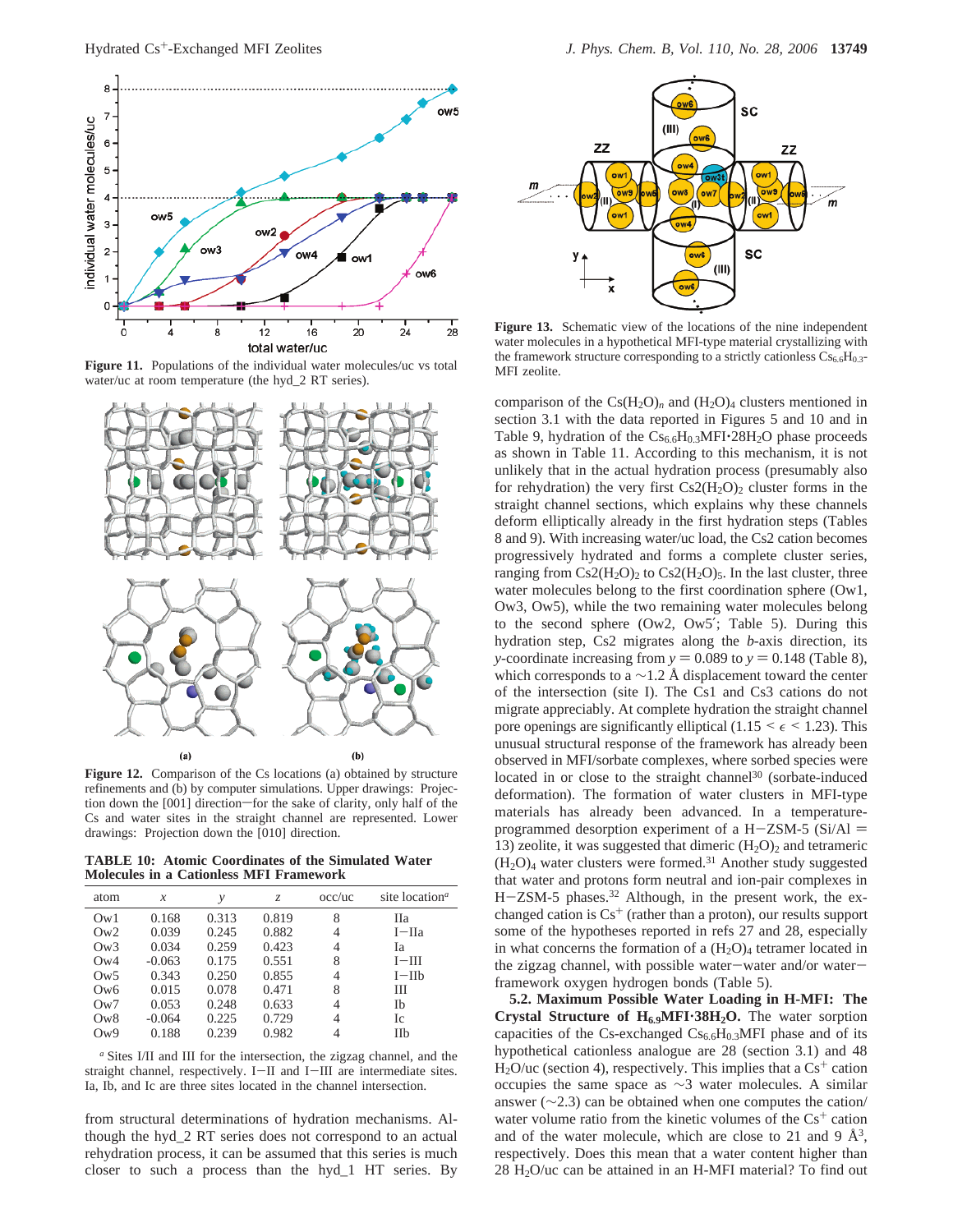Figure 11. Populations of the individual water molecules/uc vs total water/uc at room temperature (the hyd_2 RT series).

Figure 12. Comparison of the Cs locations (a) obtained by structure refinements and (b) by computer simulations. Upper drawings: Projection down the [001] direction—for the sake of clarity, only half of the Cs and water sites in the straight channel are represented. Lower drawings: Projection down the [010] direction.

**TABLE 10: Atomic Coordinates of the Simulated Water Molecules in a Cationless MFI Framework**

| atom | $x$ | $y$ | $z$ | occ/uc | site location[a] |
|---|---|---|---|---|---|
| Ow1 | 0.168 | 0.313 | 0.819 | 8 | IIa |
| Ow2 | 0.039 | 0.245 | 0.882 | 4 | I–IIa |
| Ow3 | 0.034 | 0.259 | 0.423 | 4 | Ia |
| Ow4 | -0.063 | 0.175 | 0.551 | 8 | I–III |
| Ow5 | 0.343 | 0.250 | 0.855 | 4 | I–IIb |
| Ow6 | 0.015 | 0.078 | 0.471 | 8 | III |
| Ow7 | 0.053 | 0.248 | 0.633 | 4 | Ib |
| Ow8 | -0.064 | 0.225 | 0.729 | 4 | Ic |
| Ow9 | 0.188 | 0.239 | 0.982 | 4 | IIb |

[a] Sites I/II and III for the intersection, the zigzag channel, and the straight channel, respectively. I–II and I–III are intermediate sites. Ia, Ib, and Ic are three sites located in the channel intersection.

from structural determinations of hydration mechanisms. Although the hyd_2 RT series does not correspond to an actual rehydration process, it can be assumed that this series is much closer to such a process than the hyd_1 HT series. By

Figure 13. Schematic view of the locations of the nine independent water molecules in a hypothetical MFI-type material crystallizing with the framework structure corresponding to a strictly cationless $Cs_{6.6}H_{0.3}$-MFI zeolite.

comparison of the $Cs(H_2O)_n$ and $(H_2O)_4$ clusters mentioned in section 3.1 with the data reported in Figures 5 and 10 and in Table 9, hydration of the $Cs_{6.6}H_{0.3}MFI{\cdot}28H_2O$ phase proceeds as shown in Table 11. According to this mechanism, it is not unlikely that in the actual hydration process (presumably also for rehydration) the very first $Cs2(H_2O)_2$ cluster forms in the straight channel sections, which explains why these channels deform elliptically already in the first hydration steps (Tables 8 and 9). With increasing water/uc load, the Cs2 cation becomes progressively hydrated and forms a complete cluster series, ranging from $Cs2(H_2O)_2$ to $Cs2(H_2O)_5$. In the last cluster, three water molecules belong to the first coordination sphere (Ow1, Ow3, Ow5), while the two remaining water molecules belong to the second sphere (Ow2, Ow5′; Table 5). During this hydration step, Cs2 migrates along the $b$-axis direction, its $y$-coordinate increasing from $y = 0.089$ to $y = 0.148$ (Table 8), which corresponds to a ∼1.2 Å displacement toward the center of the intersection (site I). The Cs1 and Cs3 cations do not migrate appreciably. At complete hydration the straight channel pore openings are significantly elliptical ($1.15 < \epsilon < 1.23$). This unusual structural response of the framework has already been observed in MFI/sorbate complexes, where sorbed species were located in or close to the straight channel[30] (sorbate-induced deformation). The formation of water clusters in MFI-type materials has already been advanced. In a temperature-programmed desorption experiment of a H–ZSM-5 (Si/Al = 13) zeolite, it was suggested that dimeric $(H_2O)_2$ and tetrameric $(H_2O)_4$ water clusters were formed.[31] Another study suggested that water and protons form neutral and ion-pair complexes in H–ZSM-5 phases.[32] Although, in the present work, the exchanged cation is $Cs^+$ (rather than a proton), our results support some of the hypotheses reported in refs 27 and 28, especially in what concerns the formation of a $(H_2O)_4$ tetramer located in the zigzag channel, with possible water–water and/or water–framework oxygen hydrogen bonds (Table 5).

**5.2. Maximum Possible Water Loading in H-MFI: The Crystal Structure of $H_{6.9}MFI{\cdot}38H_2O$.** The water sorption capacities of the Cs-exchanged $Cs_{6.6}H_{0.3}MFI$ phase and of its hypothetical cationless analogue are 28 (section 3.1) and 48 $H_2O$/uc (section 4), respectively. This implies that a $Cs^+$ cation occupies the same space as ∼3 water molecules. A similar answer (∼2.3) can be obtained when one computes the cation/water volume ratio from the kinetic volumes of the $Cs^+$ cation and of the water molecule, which are close to 21 and 9 Å$^3$, respectively. Does this mean that a water content higher than 28 $H_2O$/uc can be attained in an H-MFI material? To find out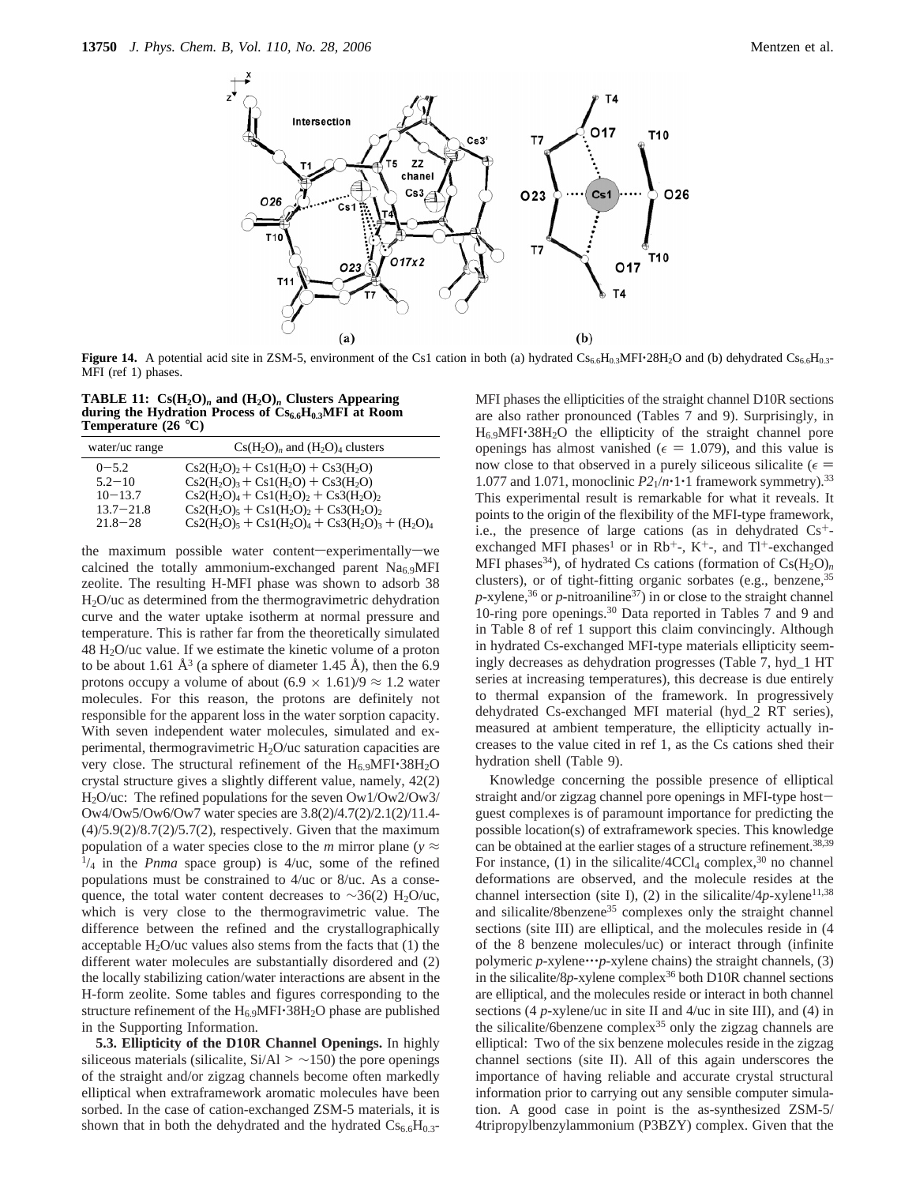**Figure 14.** A potential acid site in ZSM-5, environment of the Cs1 cation in both (a) hydrated $Cs_{6.6}H_{0.3}MFI{\cdot}28H_2O$ and (b) dehydrated $Cs_{6.6}H_{0.3}$-MFI (ref 1) phases.

**TABLE 11: $Cs(H_2O)_n$ and $(H_2O)_n$ Clusters Appearing during the Hydration Process of $Cs_{6.6}H_{0.3}MFI$ at Room Temperature (26 °C)**

| water/uc range | $Cs(H_2O)_n$ and $(H_2O)_4$ clusters |
|---|---|
| 0−5.2 | $Cs2(H_2O)_2 + Cs1(H_2O) + Cs3(H_2O)$ |
| 5.2−10 | $Cs2(H_2O)_3 + Cs1(H_2O) + Cs3(H_2O)$ |
| 10−13.7 | $Cs2(H_2O)_4 + Cs1(H_2O)_2 + Cs3(H_2O)_2$ |
| 13.7−21.8 | $Cs2(H_2O)_5 + Cs1(H_2O)_2 + Cs3(H_2O)_2$ |
| 21.8−28 | $Cs2(H_2O)_5 + Cs1(H_2O)_4 + Cs3(H_2O)_3 + (H_2O)_4$ |

the maximum possible water content—experimentally—we calcined the totally ammonium-exchanged parent $Na_{6.9}MFI$ zeolite. The resulting H-MFI phase was shown to adsorb 38 $H_2O$/uc as determined from the thermogravimetric dehydration curve and the water uptake isotherm at normal pressure and temperature. This is rather far from the theoretically simulated 48 $H_2O$/uc value. If we estimate the kinetic volume of a proton to be about 1.61 Å$^3$ (a sphere of diameter 1.45 Å), then the 6.9 protons occupy a volume of about $(6.9 \times 1.61)/9 \approx 1.2$ water molecules. For this reason, the protons are definitely not responsible for the apparent loss in the water sorption capacity. With seven independent water molecules, simulated and experimental, thermogravimetric $H_2O$/uc saturation capacities are very close. The structural refinement of the $H_{6.9}MFI{\cdot}38H_2O$ crystal structure gives a slightly different value, namely, 42(2) $H_2O$/uc: The refined populations for the seven Ow1/Ow2/Ow3/Ow4/Ow5/Ow6/Ow7 water species are 3.8(2)/4.7(2)/2.1(2)/11.4(4)/5.9(2)/8.7(2)/5.7(2), respectively. Given that the maximum population of a water species close to the *m* mirror plane ($y \approx {}^1/_4$ in the *Pnma* space group) is 4/uc, some of the refined populations must be constrained to 4/uc or 8/uc. As a consequence, the total water content decreases to ~36(2) $H_2O$/uc, which is very close to the thermogravimetric value. The difference between the refined and the crystallographically acceptable $H_2O$/uc values also stems from the facts that (1) the different water molecules are substantially disordered and (2) the locally stabilizing cation/water interactions are absent in the H-form zeolite. Some tables and figures corresponding to the structure refinement of the $H_{6.9}MFI{\cdot}38H_2O$ phase are published in the Supporting Information.

**5.3. Ellipticity of the D10R Channel Openings.** In highly siliceous materials (silicalite, Si/Al > ~150) the pore openings of the straight and/or zigzag channels become often markedly elliptical when extraframework aromatic molecules have been sorbed. In the case of cation-exchanged ZSM-5 materials, it is shown that in both the dehydrated and the hydrated $Cs_{6.6}H_{0.3}$-MFI phases the ellipticities of the straight channel D10R sections are also rather pronounced (Tables 7 and 9). Surprisingly, in $H_{6.9}MFI{\cdot}38H_2O$ the ellipticity of the straight channel pore openings has almost vanished ($\epsilon = 1.079$), and this value is now close to that observed in a purely siliceous silicalite ($\epsilon = 1.077$ and 1.071, monoclinic $P2_1/n{\cdot}1{\cdot}1$ framework symmetry).[33] This experimental result is remarkable for what it reveals. It points to the origin of the flexibility of the MFI-type framework, i.e., the presence of large cations (as in dehydrated $Cs^+$-exchanged MFI phases[1] or in $Rb^+$-, $K^+$-, and $Tl^+$-exchanged MFI phases[34]), of hydrated Cs cations (formation of $Cs(H_2O)_n$ clusters), or of tight-fitting organic sorbates (e.g., benzene,[35] *p*-xylene,[36] or *p*-nitroaniline[37]) in or close to the straight channel 10-ring pore openings.[30] Data reported in Tables 7 and 9 and in Table 8 of ref 1 support this claim convincingly. Although in hydrated Cs-exchanged MFI-type materials ellipticity seemingly decreases as dehydration progresses (Table 7, hyd_1 HT series at increasing temperatures), this decrease is due entirely to thermal expansion of the framework. In progressively dehydrated Cs-exchanged MFI material (hyd_2 RT series), measured at ambient temperature, the ellipticity actually increases to the value cited in ref 1, as the Cs cations shed their hydration shell (Table 9).

Knowledge concerning the possible presence of elliptical straight and/or zigzag channel pore openings in MFI-type host−guest complexes is of paramount importance for predicting the possible location(s) of extraframework species. This knowledge can be obtained at the earlier stages of a structure refinement.[38,39] For instance, (1) in the silicalite/4$CCl_4$ complex,[30] no channel deformations are observed, and the molecule resides at the channel intersection (site I), (2) in the silicalite/4*p*-xylene[11,38] and silicalite/8benzene[35] complexes only the straight channel sections (site III) are elliptical, and the molecules reside in (4 of the 8 benzene molecules/uc) or interact through (infinite polymeric *p*-xylene···*p*-xylene chains) the straight channels, (3) in the silicalite/8*p*-xylene complex[36] both D10R channel sections are elliptical, and the molecules reside or interact in both channel sections (4 *p*-xylene/uc in site II and 4/uc in site III), and (4) in the silicalite/6benzene complex[35] only the zigzag channels are elliptical: Two of the six benzene molecules reside in the zigzag channel sections (site II). All of this again underscores the importance of having reliable and accurate crystal structural information prior to carrying out any sensible computer simulation. A good case in point is the as-synthesized ZSM-5/4tripropylbenzylammonium (P3BZY) complex. Given that the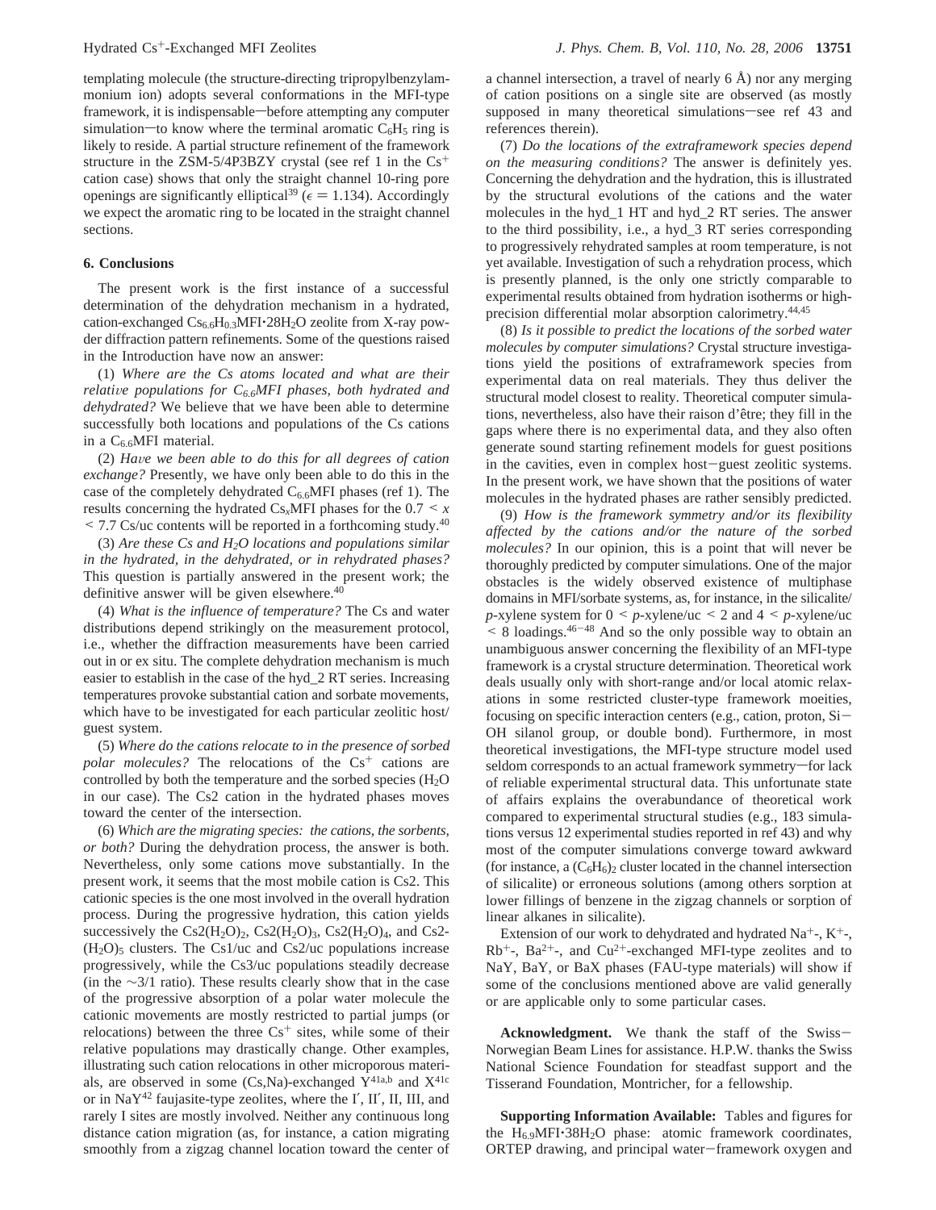templating molecule (the structure-directing tripropylbenzylammonium ion) adopts several conformations in the MFI-type framework, it is indispensable—before attempting any computer simulation—to know where the terminal aromatic $C_6H_5$ ring is likely to reside. A partial structure refinement of the framework structure in the ZSM-5/4P3BZY crystal (see ref 1 in the $Cs^+$ cation case) shows that only the straight channel 10-ring pore openings are significantly elliptical[39] ($\epsilon = 1.134$). Accordingly we expect the aromatic ring to be located in the straight channel sections.

## 6. Conclusions

The present work is the first instance of a successful determination of the dehydration mechanism in a hydrated, cation-exchanged $Cs_{6.6}H_{0.3}MFI{\cdot}28H_2O$ zeolite from X-ray powder diffraction pattern refinements. Some of the questions raised in the Introduction have now an answer:

(1) *Where are the Cs atoms located and what are their relative populations for $C_{6.6}MFI$ phases, both hydrated and dehydrated?* We believe that we have been able to determine successfully both locations and populations of the Cs cations in a $C_{6.6}MFI$ material.

(2) *Have we been able to do this for all degrees of cation exchange?* Presently, we have only been able to do this in the case of the completely dehydrated $C_{6.6}MFI$ phases (ref 1). The results concerning the hydrated $Cs_xMFI$ phases for the $0.7 < x < 7.7$ Cs/uc contents will be reported in a forthcoming study.[40]

(3) *Are these Cs and $H_2O$ locations and populations similar in the hydrated, in the dehydrated, or in rehydrated phases?* This question is partially answered in the present work; the definitive answer will be given elsewhere.[40]

(4) *What is the influence of temperature?* The Cs and water distributions depend strikingly on the measurement protocol, i.e., whether the diffraction measurements have been carried out in or ex situ. The complete dehydration mechanism is much easier to establish in the case of the hyd_2 RT series. Increasing temperatures provoke substantial cation and sorbate movements, which have to be investigated for each particular zeolitic host/guest system.

(5) *Where do the cations relocate to in the presence of sorbed polar molecules?* The relocations of the $Cs^+$ cations are controlled by both the temperature and the sorbed species ($H_2O$ in our case). The Cs2 cation in the hydrated phases moves toward the center of the intersection.

(6) *Which are the migrating species: the cations, the sorbents, or both?* During the dehydration process, the answer is both. Nevertheless, only some cations move substantially. In the present work, it seems that the most mobile cation is Cs2. This cationic species is the one most involved in the overall hydration process. During the progressive hydration, this cation yields successively the $Cs2(H_2O)_2$, $Cs2(H_2O)_3$, $Cs2(H_2O)_4$, and $Cs2(H_2O)_5$ clusters. The Cs1/uc and Cs2/uc populations increase progressively, while the Cs3/uc populations steadily decrease (in the ~3/1 ratio). These results clearly show that in the case of the progressive absorption of a polar water molecule the cationic movements are mostly restricted to partial jumps (or relocations) between the three $Cs^+$ sites, while some of their relative populations may drastically change. Other examples, illustrating such cation relocations in other microporous materials, are observed in some (Cs,Na)-exchanged Y[41a,b] and X[41c] or in NaY[42] faujasite-type zeolites, where the I′, II′, II, III, and rarely I sites are mostly involved. Neither any continuous long distance cation migration (as, for instance, a cation migrating smoothly from a zigzag channel location toward the center of a channel intersection, a travel of nearly 6 Å) nor any merging of cation positions on a single site are observed (as mostly supposed in many theoretical simulations—see ref 43 and references therein).

(7) *Do the locations of the extraframework species depend on the measuring conditions?* The answer is definitely yes. Concerning the dehydration and the hydration, this is illustrated by the structural evolutions of the cations and the water molecules in the hyd_1 HT and hyd_2 RT series. The answer to the third possibility, i.e., a hyd_3 RT series corresponding to progressively rehydrated samples at room temperature, is not yet available. Investigation of such a rehydration process, which is presently planned, is the only one strictly comparable to experimental results obtained from hydration isotherms or high-precision differential molar absorption calorimetry.[44,45]

(8) *Is it possible to predict the locations of the sorbed water molecules by computer simulations?* Crystal structure investigations yield the positions of extraframework species from experimental data on real materials. They thus deliver the structural model closest to reality. Theoretical computer simulations, nevertheless, also have their raison d'être; they fill in the gaps where there is no experimental data, and they also often generate sound starting refinement models for guest positions in the cavities, even in complex host–guest zeolitic systems. In the present work, we have shown that the positions of water molecules in the hydrated phases are rather sensibly predicted.

(9) *How is the framework symmetry and/or its flexibility affected by the cations and/or the nature of the sorbed molecules?* In our opinion, this is a point that will never be thoroughly predicted by computer simulations. One of the major obstacles is the widely observed existence of multiphase domains in MFI/sorbate systems, as, for instance, in the silicalite/*p*-xylene system for $0 <$ *p*-xylene/uc $< 2$ and $4 <$ *p*-xylene/uc $< 8$ loadings.[46–48] And so the only possible way to obtain an unambiguous answer concerning the flexibility of an MFI-type framework is a crystal structure determination. Theoretical work deals usually only with short-range and/or local atomic relaxations in some restricted cluster-type framework moieties, focusing on specific interaction centers (e.g., cation, proton, Si–OH silanol group, or double bond). Furthermore, in most theoretical investigations, the MFI-type structure model used seldom corresponds to an actual framework symmetry—for lack of reliable experimental structural data. This unfortunate state of affairs explains the overabundance of theoretical work compared to experimental structural studies (e.g., 183 simulations versus 12 experimental studies reported in ref 43) and why most of the computer simulations converge toward awkward (for instance, a $(C_6H_6)_2$ cluster located in the channel intersection of silicalite) or erroneous solutions (among others sorption at lower fillings of benzene in the zigzag channels or sorption of linear alkanes in silicalite).

Extension of our work to dehydrated and hydrated $Na^+$-, $K^+$-, $Rb^+$-, $Ba^{2+}$-, and $Cu^{2+}$-exchanged MFI-type zeolites and to NaY, BaY, or BaX phases (FAU-type materials) will show if some of the conclusions mentioned above are valid generally or are applicable only to some particular cases.

**Acknowledgment.** We thank the staff of the Swiss–Norwegian Beam Lines for assistance. H.P.W. thanks the Swiss National Science Foundation for steadfast support and the Tisserand Foundation, Montricher, for a fellowship.

**Supporting Information Available:** Tables and figures for the $H_{6.9}MFI{\cdot}38H_2O$ phase: atomic framework coordinates, ORTEP drawing, and principal water–framework oxygen and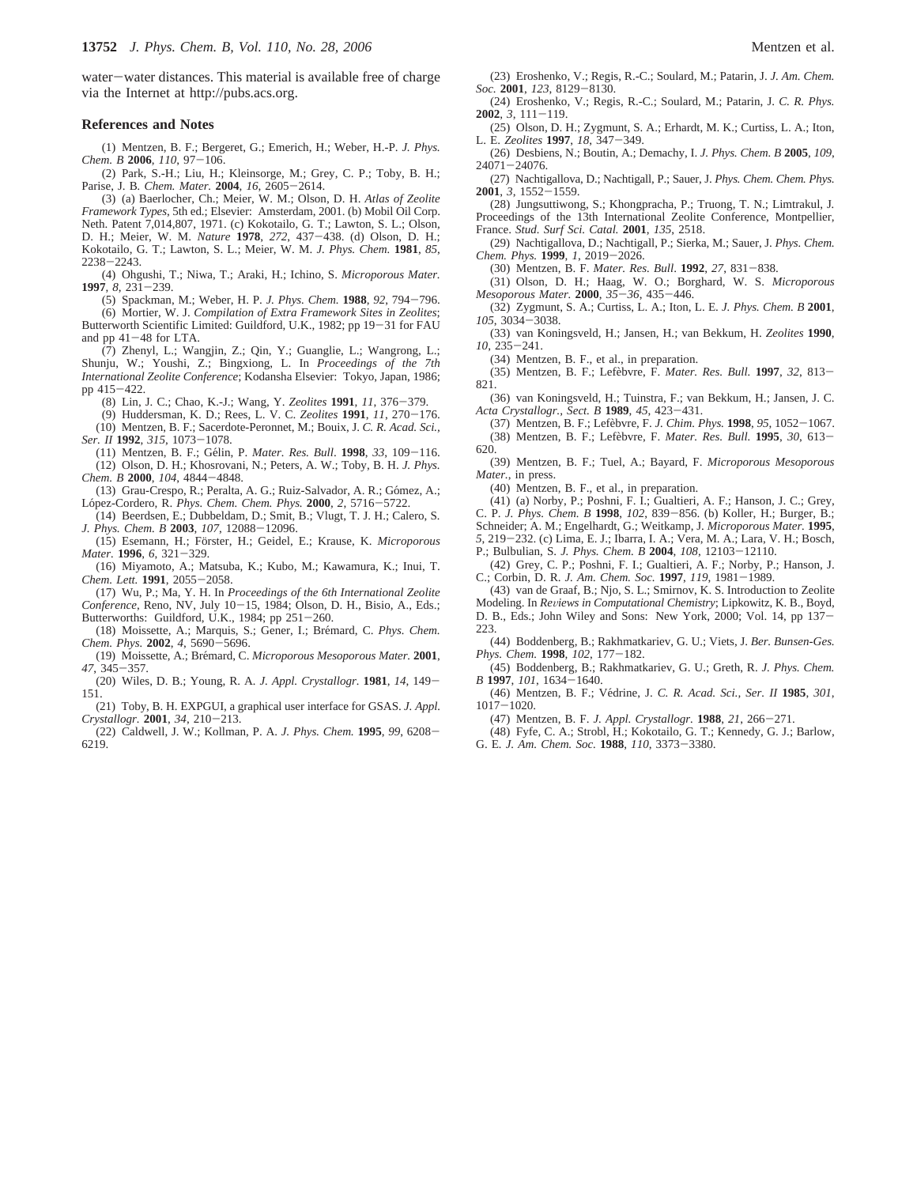water–water distances. This material is available free of charge via the Internet at http://pubs.acs.org.

### References and Notes

(1) Mentzen, B. F.; Bergeret, G.; Emerich, H.; Weber, H.-P. *J. Phys. Chem. B* **2006**, *110*, 97–106.

(2) Park, S.-H.; Liu, H.; Kleinsorge, M.; Grey, C. P.; Toby, B. H.; Parise, J. B. *Chem. Mater.* **2004**, *16*, 2605–2614.

(3) (a) Baerlocher, Ch.; Meier, W. M.; Olson, D. H. *Atlas of Zeolite Framework Types*, 5th ed.; Elsevier: Amsterdam, 2001. (b) Mobil Oil Corp. Neth. Patent 7,014,807, 1971. (c) Kokotailo, G. T.; Lawton, S. L.; Olson, D. H.; Meier, W. M. *Nature* **1978**, *272*, 437–438. (d) Olson, D. H.; Kokotailo, G. T.; Lawton, S. L.; Meier, W. M. *J. Phys. Chem.* **1981**, *85*, 2238–2243.

(4) Ohgushi, T.; Niwa, T.; Araki, H.; Ichino, S. *Microporous Mater.* **1997**, *8*, 231–239.

(5) Spackman, M.; Weber, H. P. *J. Phys. Chem.* **1988**, *92*, 794–796.

(6) Mortier, W. J. *Compilation of Extra Framework Sites in Zeolites*; Butterworth Scientific Limited: Guildford, U.K., 1982; pp 19–31 for FAU and pp 41–48 for LTA.

(7) Zhenyl, L.; Wangjin, Z.; Qin, Y.; Guanglie, L.; Wangrong, L.; Shunju, W.; Youshi, Z.; Bingxiong, L. In *Proceedings of the 7th International Zeolite Conference*; Kodansha Elsevier: Tokyo, Japan, 1986; pp 415–422.

(8) Lin, J. C.; Chao, K.-J.; Wang, Y. *Zeolites* **1991**, *11*, 376–379.

(9) Huddersman, K. D.; Rees, L. V. C. *Zeolites* **1991**, *11*, 270–176.

(10) Mentzen, B. F.; Sacerdote-Peronnet, M.; Bouix, J. *C. R. Acad. Sci., Ser. II* **1992**, *315*, 1073–1078.

(11) Mentzen, B. F.; Gélin, P. *Mater. Res. Bull.* **1998**, *33*, 109–116.

(12) Olson, D. H.; Khosrovani, N.; Peters, A. W.; Toby, B. H. *J. Phys. Chem. B* **2000**, *104*, 4844–4848.

(13) Grau-Crespo, R.; Peralta, A. G.; Ruiz-Salvador, A. R.; Gómez, A.; López-Cordero, R. *Phys. Chem. Chem. Phys.* **2000**, *2*, 5716–5722.

(14) Beerdsen, E.; Dubbeldam, D.; Smit, B.; Vlugt, T. J. H.; Calero, S. *J. Phys. Chem. B* **2003**, *107*, 12088–12096.

(15) Esemann, H.; Förster, H.; Geidel, E.; Krause, K. *Microporous Mater.* **1996**, *6*, 321–329.

(16) Miyamoto, A.; Matsuba, K.; Kubo, M.; Kawamura, K.; Inui, T. *Chem. Lett.* **1991**, 2055–2058.

(17) Wu, P.; Ma, Y. H. In *Proceedings of the 6th International Zeolite Conference*, Reno, NV, July 10–15, 1984; Olson, D. H., Bisio, A., Eds.; Butterworths: Guildford, U.K., 1984; pp 251–260.

(18) Moissette, A.; Marquis, S.; Gener, I.; Brémard, C. *Phys. Chem. Chem. Phys.* **2002**, *4*, 5690–5696.

(19) Moissette, A.; Brémard, C. *Microporous Mesoporous Mater.* **2001**, *47*, 345–357.

(20) Wiles, D. B.; Young, R. A. *J. Appl. Crystallogr.* **1981**, *14*, 149–151.

(21) Toby, B. H. EXPGUI, a graphical user interface for GSAS. *J. Appl. Crystallogr.* **2001**, *34*, 210–213.

(22) Caldwell, J. W.; Kollman, P. A. *J. Phys. Chem.* **1995**, *99*, 6208–6219.

(23) Eroshenko, V.; Regis, R.-C.; Soulard, M.; Patarin, J. *J. Am. Chem. Soc.* **2001**, *123*, 8129–8130.

(24) Eroshenko, V.; Regis, R.-C.; Soulard, M.; Patarin, J. *C. R. Phys.* **2002**, *3*, 111–119.

(25) Olson, D. H.; Zygmunt, S. A.; Erhardt, M. K.; Curtiss, L. A.; Iton, L. E. *Zeolites* **1997**, *18*, 347–349.

(26) Desbiens, N.; Boutin, A.; Demachy, I. *J. Phys. Chem. B* **2005**, *109*, 24071–24076.

(27) Nachtigallova, D.; Nachtigall, P.; Sauer, J. *Phys. Chem. Chem. Phys.* **2001**, *3*, 1552–1559.

(28) Jungsuttiwong, S.; Khongpracha, P.; Truong, T. N.; Limtrakul, J. Proceedings of the 13th International Zeolite Conference, Montpellier, France. *Stud. Surf Sci. Catal.* **2001**, *135*, 2518.

(29) Nachtigallova, D.; Nachtigall, P.; Sierka, M.; Sauer, J. *Phys. Chem. Chem. Phys.* **1999**, *1*, 2019–2026.

(30) Mentzen, B. F. *Mater. Res. Bull.* **1992**, *27*, 831–838.

(31) Olson, D. H.; Haag, W. O.; Borghard, W. S. *Microporous Mesoporous Mater.* **2000**, *35–36*, 435–446.

(32) Zygmunt, S. A.; Curtiss, L. A.; Iton, L. E. *J. Phys. Chem. B* **2001**, *105*, 3034–3038.

(33) van Koningsveld, H.; Jansen, H.; van Bekkum, H. *Zeolites* **1990**, *10*, 235–241.

(34) Mentzen, B. F., et al., in preparation.

(35) Mentzen, B. F.; Lefèbvre, F. *Mater. Res. Bull.* **1997**, *32*, 813–821.

(36) van Koningsveld, H.; Tuinstra, F.; van Bekkum, H.; Jansen, J. C. *Acta Crystallogr., Sect. B* **1989**, *45*, 423–431.

(37) Mentzen, B. F.; Lefèbvre, F. *J. Chim. Phys.* **1998**, *95*, 1052–1067.

(38) Mentzen, B. F.; Lefèbvre, F. *Mater. Res. Bull.* **1995**, *30*, 613–620.

(39) Mentzen, B. F.; Tuel, A.; Bayard, F. *Microporous Mesoporous Mater.*, in press.

(40) Mentzen, B. F., et al., in preparation.

(41) (a) Norby, P.; Poshni, F. I.; Gualtieri, A. F.; Hanson, J. C.; Grey, C. P. *J. Phys. Chem. B* **1998**, *102*, 839–856. (b) Koller, H.; Burger, B.; Schneider; A. M.; Engelhardt, G.; Weitkamp, J. *Microporous Mater.* **1995**, *5*, 219–232. (c) Lima, E. J.; Ibarra, I. A.; Vera, M. A.; Lara, V. H.; Bosch, P.; Bulbulian, S. *J. Phys. Chem. B* **2004**, *108*, 12103–12110.

(42) Grey, C. P.; Poshni, F. I.; Gualtieri, A. F.; Norby, P.; Hanson, J. C.; Corbin, D. R. *J. Am. Chem. Soc.* **1997**, *119*, 1981–1989.

(43) van de Graaf, B.; Njo, S. L.; Smirnov, K. S. Introduction to Zeolite Modeling. In *Reviews in Computational Chemistry*; Lipkowitz, K. B., Boyd, D. B., Eds.; John Wiley and Sons: New York, 2000; Vol. 14, pp 137–223.

(44) Boddenberg, B.; Rakhmatkariev, G. U.; Viets, J. *Ber. Bunsen-Ges. Phys. Chem.* **1998**, *102*, 177–182.

(45) Boddenberg, B.; Rakhmatkariev, G. U.; Greth, R. *J. Phys. Chem. B* **1997**, *101*, 1634–1640.

(46) Mentzen, B. F.; Védrine, J. *C. R. Acad. Sci., Ser. II* **1985**, *301*, 1017–1020.

(47) Mentzen, B. F. *J. Appl. Crystallogr.* **1988**, *21*, 266–271.

(48) Fyfe, C. A.; Strobl, H.; Kokotailo, G. T.; Kennedy, G. J.; Barlow, G. E. *J. Am. Chem. Soc.* **1988**, *110*, 3373–3380.